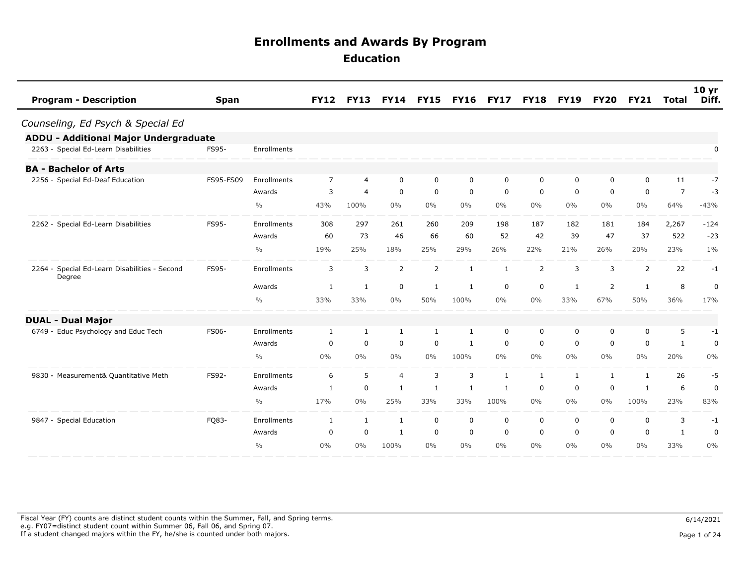# Enrollments and Awards By Program

## Education

| Program - Description | Span | | FY12 | FY13 | FY14 | FY15 | FY16 | FY17 | FY18 | FY19 | FY20 | FY21 | Total | 10 yr Diff. |
|---|---|---|---|---|---|---|---|---|---|---|---|---|---|---|
| *Counseling, Ed Psych & Special Ed* | | | | | | | | | | | | | | |
| **ADDU - Additional Major Undergraduate** | | | | | | | | | | | | | | |
| 2263 - Special Ed-Learn Disabilities | FS95- | Enrollments | | | | | | | | | | | | 0 |
| **BA - Bachelor of Arts** | | | | | | | | | | | | | | |
| 2256 - Special Ed-Deaf Education | FS95-FS09 | Enrollments | 7 | 4 | 0 | 0 | 0 | 0 | 0 | 0 | 0 | 0 | 11 | -7 |
| | | Awards | 3 | 4 | 0 | 0 | 0 | 0 | 0 | 0 | 0 | 0 | 7 | -3 |
| | | % | 43% | 100% | 0% | 0% | 0% | 0% | 0% | 0% | 0% | 0% | 64% | -43% |
| 2262 - Special Ed-Learn Disabilities | FS95- | Enrollments | 308 | 297 | 261 | 260 | 209 | 198 | 187 | 182 | 181 | 184 | 2,267 | -124 |
| | | Awards | 60 | 73 | 46 | 66 | 60 | 52 | 42 | 39 | 47 | 37 | 522 | -23 |
| | | % | 19% | 25% | 18% | 25% | 29% | 26% | 22% | 21% | 26% | 20% | 23% | 1% |
| 2264 - Special Ed-Learn Disabilities - Second Degree | FS95- | Enrollments | 3 | 3 | 2 | 2 | 1 | 1 | 2 | 3 | 3 | 2 | 22 | -1 |
| | | Awards | 1 | 1 | 0 | 1 | 1 | 0 | 0 | 1 | 2 | 1 | 8 | 0 |
| | | % | 33% | 33% | 0% | 50% | 100% | 0% | 0% | 33% | 67% | 50% | 36% | 17% |
| **DUAL - Dual Major** | | | | | | | | | | | | | | |
| 6749 - Educ Psychology and Educ Tech | FS06- | Enrollments | 1 | 1 | 1 | 1 | 1 | 0 | 0 | 0 | 0 | 0 | 5 | -1 |
| | | Awards | 0 | 0 | 0 | 0 | 1 | 0 | 0 | 0 | 0 | 0 | 1 | 0 |
| | | % | 0% | 0% | 0% | 0% | 100% | 0% | 0% | 0% | 0% | 0% | 20% | 0% |
| 9830 - Measurement& Quantitative Meth | FS92- | Enrollments | 6 | 5 | 4 | 3 | 3 | 1 | 1 | 1 | 1 | 1 | 26 | -5 |
| | | Awards | 1 | 0 | 1 | 1 | 1 | 1 | 0 | 0 | 0 | 1 | 6 | 0 |
| | | % | 17% | 0% | 25% | 33% | 33% | 100% | 0% | 0% | 0% | 100% | 23% | 83% |
| 9847 - Special Education | FQ83- | Enrollments | 1 | 1 | 1 | 0 | 0 | 0 | 0 | 0 | 0 | 0 | 3 | -1 |
| | | Awards | 0 | 0 | 1 | 0 | 0 | 0 | 0 | 0 | 0 | 0 | 1 | 0 |
| | | % | 0% | 0% | 100% | 0% | 0% | 0% | 0% | 0% | 0% | 0% | 33% | 0% |

Fiscal Year (FY) counts are distinct student counts within the Summer, Fall, and Spring terms.
e.g. FY07=distinct student count within Summer 06, Fall 06, and Spring 07.
If a student changed majors within the FY, he/she is counted under both majors.

6/14/2021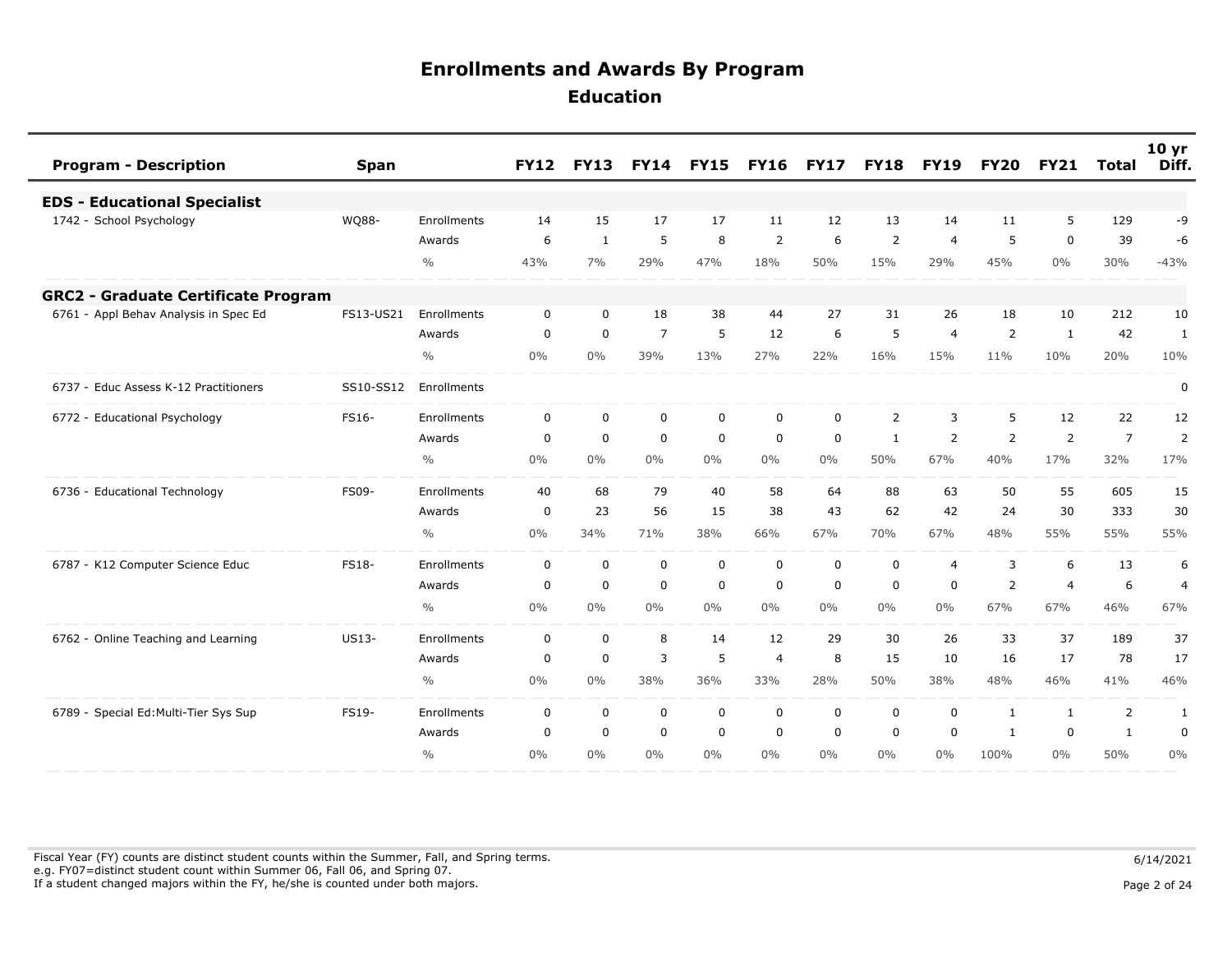# Enrollments and Awards By Program

## Education

| Program - Description | Span | | FY12 | FY13 | FY14 | FY15 | FY16 | FY17 | FY18 | FY19 | FY20 | FY21 | Total | 10 yr Diff. |
|---|---|---|---|---|---|---|---|---|---|---|---|---|---|---|
| **EDS - Educational Specialist** | | | | | | | | | | | | | | |
| 1742 - School Psychology | WQ88- | Enrollments | 14 | 15 | 17 | 17 | 11 | 12 | 13 | 14 | 11 | 5 | 129 | -9 |
| | | Awards | 6 | 1 | 5 | 8 | 2 | 6 | 2 | 4 | 5 | 0 | 39 | -6 |
| | | % | 43% | 7% | 29% | 47% | 18% | 50% | 15% | 29% | 45% | 0% | 30% | -43% |
| **GRC2 - Graduate Certificate Program** | | | | | | | | | | | | | | |
| 6761 - Appl Behav Analysis in Spec Ed | FS13-US21 | Enrollments | 0 | 0 | 18 | 38 | 44 | 27 | 31 | 26 | 18 | 10 | 212 | 10 |
| | | Awards | 0 | 0 | 7 | 5 | 12 | 6 | 5 | 4 | 2 | 1 | 42 | 1 |
| | | % | 0% | 0% | 39% | 13% | 27% | 22% | 16% | 15% | 11% | 10% | 20% | 10% |
| 6737 - Educ Assess K-12 Practitioners | SS10-SS12 | Enrollments | | | | | | | | | | | | 0 |
| 6772 - Educational Psychology | FS16- | Enrollments | 0 | 0 | 0 | 0 | 0 | 0 | 2 | 3 | 5 | 12 | 22 | 12 |
| | | Awards | 0 | 0 | 0 | 0 | 0 | 0 | 1 | 2 | 2 | 2 | 7 | 2 |
| | | % | 0% | 0% | 0% | 0% | 0% | 0% | 50% | 67% | 40% | 17% | 32% | 17% |
| 6736 - Educational Technology | FS09- | Enrollments | 40 | 68 | 79 | 40 | 58 | 64 | 88 | 63 | 50 | 55 | 605 | 15 |
| | | Awards | 0 | 23 | 56 | 15 | 38 | 43 | 62 | 42 | 24 | 30 | 333 | 30 |
| | | % | 0% | 34% | 71% | 38% | 66% | 67% | 70% | 67% | 48% | 55% | 55% | 55% |
| 6787 - K12 Computer Science Educ | FS18- | Enrollments | 0 | 0 | 0 | 0 | 0 | 0 | 0 | 4 | 3 | 6 | 13 | 6 |
| | | Awards | 0 | 0 | 0 | 0 | 0 | 0 | 0 | 0 | 2 | 4 | 6 | 4 |
| | | % | 0% | 0% | 0% | 0% | 0% | 0% | 0% | 0% | 67% | 67% | 46% | 67% |
| 6762 - Online Teaching and Learning | US13- | Enrollments | 0 | 0 | 8 | 14 | 12 | 29 | 30 | 26 | 33 | 37 | 189 | 37 |
| | | Awards | 0 | 0 | 3 | 5 | 4 | 8 | 15 | 10 | 16 | 17 | 78 | 17 |
| | | % | 0% | 0% | 38% | 36% | 33% | 28% | 50% | 38% | 48% | 46% | 41% | 46% |
| 6789 - Special Ed:Multi-Tier Sys Sup | FS19- | Enrollments | 0 | 0 | 0 | 0 | 0 | 0 | 0 | 0 | 1 | 1 | 2 | 1 |
| | | Awards | 0 | 0 | 0 | 0 | 0 | 0 | 0 | 0 | 1 | 0 | 1 | 0 |
| | | % | 0% | 0% | 0% | 0% | 0% | 0% | 0% | 0% | 100% | 0% | 50% | 0% |

Fiscal Year (FY) counts are distinct student counts within the Summer, Fall, and Spring terms.
e.g. FY07=distinct student count within Summer 06, Fall 06, and Spring 07.
If a student changed majors within the FY, he/she is counted under both majors.

6/14/2021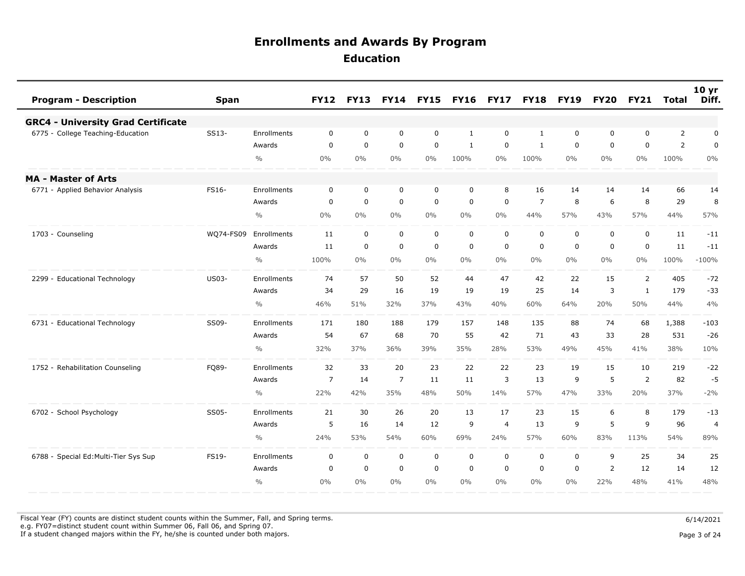# Enrollments and Awards By Program

## Education

| Program - Description | Span | | FY12 | FY13 | FY14 | FY15 | FY16 | FY17 | FY18 | FY19 | FY20 | FY21 | Total | 10 yr Diff. |
|---|---|---|---|---|---|---|---|---|---|---|---|---|---|---|
| **GRC4 - University Grad Certificate** | | | | | | | | | | | | | | |
| 6775 - College Teaching-Education | SS13- | Enrollments | 0 | 0 | 0 | 0 | 1 | 0 | 1 | 0 | 0 | 0 | 2 | 0 |
| | | Awards | 0 | 0 | 0 | 0 | 1 | 0 | 1 | 0 | 0 | 0 | 2 | 0 |
| | | % | 0% | 0% | 0% | 0% | 100% | 0% | 100% | 0% | 0% | 0% | 100% | 0% |
| **MA - Master of Arts** | | | | | | | | | | | | | | |
| 6771 - Applied Behavior Analysis | FS16- | Enrollments | 0 | 0 | 0 | 0 | 0 | 8 | 16 | 14 | 14 | 14 | 66 | 14 |
| | | Awards | 0 | 0 | 0 | 0 | 0 | 0 | 7 | 8 | 6 | 8 | 29 | 8 |
| | | % | 0% | 0% | 0% | 0% | 0% | 0% | 44% | 57% | 43% | 57% | 44% | 57% |
| 1703 - Counseling | WQ74-FS09 | Enrollments | 11 | 0 | 0 | 0 | 0 | 0 | 0 | 0 | 0 | 0 | 11 | -11 |
| | | Awards | 11 | 0 | 0 | 0 | 0 | 0 | 0 | 0 | 0 | 0 | 11 | -11 |
| | | % | 100% | 0% | 0% | 0% | 0% | 0% | 0% | 0% | 0% | 0% | 100% | -100% |
| 2299 - Educational Technology | US03- | Enrollments | 74 | 57 | 50 | 52 | 44 | 47 | 42 | 22 | 15 | 2 | 405 | -72 |
| | | Awards | 34 | 29 | 16 | 19 | 19 | 19 | 25 | 14 | 3 | 1 | 179 | -33 |
| | | % | 46% | 51% | 32% | 37% | 43% | 40% | 60% | 64% | 20% | 50% | 44% | 4% |
| 6731 - Educational Technology | SS09- | Enrollments | 171 | 180 | 188 | 179 | 157 | 148 | 135 | 88 | 74 | 68 | 1,388 | -103 |
| | | Awards | 54 | 67 | 68 | 70 | 55 | 42 | 71 | 43 | 33 | 28 | 531 | -26 |
| | | % | 32% | 37% | 36% | 39% | 35% | 28% | 53% | 49% | 45% | 41% | 38% | 10% |
| 1752 - Rehabilitation Counseling | FQ89- | Enrollments | 32 | 33 | 20 | 23 | 22 | 22 | 23 | 19 | 15 | 10 | 219 | -22 |
| | | Awards | 7 | 14 | 7 | 11 | 11 | 3 | 13 | 9 | 5 | 2 | 82 | -5 |
| | | % | 22% | 42% | 35% | 48% | 50% | 14% | 57% | 47% | 33% | 20% | 37% | -2% |
| 6702 - School Psychology | SS05- | Enrollments | 21 | 30 | 26 | 20 | 13 | 17 | 23 | 15 | 6 | 8 | 179 | -13 |
| | | Awards | 5 | 16 | 14 | 12 | 9 | 4 | 13 | 9 | 5 | 9 | 96 | 4 |
| | | % | 24% | 53% | 54% | 60% | 69% | 24% | 57% | 60% | 83% | 113% | 54% | 89% |
| 6788 - Special Ed:Multi-Tier Sys Sup | FS19- | Enrollments | 0 | 0 | 0 | 0 | 0 | 0 | 0 | 0 | 9 | 25 | 34 | 25 |
| | | Awards | 0 | 0 | 0 | 0 | 0 | 0 | 0 | 0 | 2 | 12 | 14 | 12 |
| | | % | 0% | 0% | 0% | 0% | 0% | 0% | 0% | 0% | 22% | 48% | 41% | 48% |

Fiscal Year (FY) counts are distinct student counts within the Summer, Fall, and Spring terms.
e.g. FY07=distinct student count within Summer 06, Fall 06, and Spring 07.
If a student changed majors within the FY, he/she is counted under both majors.

6/14/2021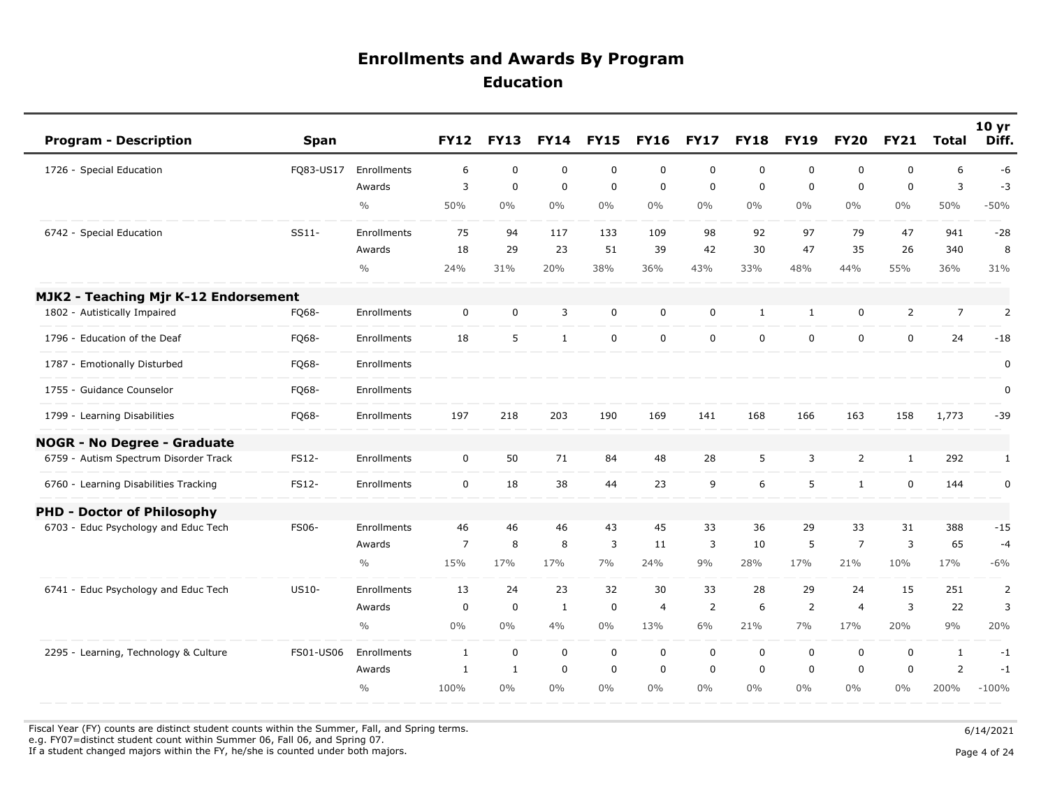# Enrollments and Awards By Program

## Education

| Program - Description | Span | | FY12 | FY13 | FY14 | FY15 | FY16 | FY17 | FY18 | FY19 | FY20 | FY21 | Total | 10 yr Diff. |
|---|---|---|---|---|---|---|---|---|---|---|---|---|---|---|
| 1726 - Special Education | FQ83-US17 | Enrollments | 6 | 0 | 0 | 0 | 0 | 0 | 0 | 0 | 0 | 0 | 6 | -6 |
| | | Awards | 3 | 0 | 0 | 0 | 0 | 0 | 0 | 0 | 0 | 0 | 3 | -3 |
| | | % | 50% | 0% | 0% | 0% | 0% | 0% | 0% | 0% | 0% | 0% | 50% | -50% |
| 6742 - Special Education | SS11- | Enrollments | 75 | 94 | 117 | 133 | 109 | 98 | 92 | 97 | 79 | 47 | 941 | -28 |
| | | Awards | 18 | 29 | 23 | 51 | 39 | 42 | 30 | 47 | 35 | 26 | 340 | 8 |
| | | % | 24% | 31% | 20% | 38% | 36% | 43% | 33% | 48% | 44% | 55% | 36% | 31% |
| **MJK2 - Teaching Mjr K-12 Endorsement** | | | | | | | | | | | | | | |
| 1802 - Autistically Impaired | FQ68- | Enrollments | 0 | 0 | 3 | 0 | 0 | 0 | 1 | 1 | 0 | 2 | 7 | 2 |
| 1796 - Education of the Deaf | FQ68- | Enrollments | 18 | 5 | 1 | 0 | 0 | 0 | 0 | 0 | 0 | 0 | 24 | -18 |
| 1787 - Emotionally Disturbed | FQ68- | Enrollments | | | | | | | | | | | | 0 |
| 1755 - Guidance Counselor | FQ68- | Enrollments | | | | | | | | | | | | 0 |
| 1799 - Learning Disabilities | FQ68- | Enrollments | 197 | 218 | 203 | 190 | 169 | 141 | 168 | 166 | 163 | 158 | 1,773 | -39 |
| **NOGR - No Degree - Graduate** | | | | | | | | | | | | | | |
| 6759 - Autism Spectrum Disorder Track | FS12- | Enrollments | 0 | 50 | 71 | 84 | 48 | 28 | 5 | 3 | 2 | 1 | 292 | 1 |
| 6760 - Learning Disabilities Tracking | FS12- | Enrollments | 0 | 18 | 38 | 44 | 23 | 9 | 6 | 5 | 1 | 0 | 144 | 0 |
| **PHD - Doctor of Philosophy** | | | | | | | | | | | | | | |
| 6703 - Educ Psychology and Educ Tech | FS06- | Enrollments | 46 | 46 | 46 | 43 | 45 | 33 | 36 | 29 | 33 | 31 | 388 | -15 |
| | | Awards | 7 | 8 | 8 | 3 | 11 | 3 | 10 | 5 | 7 | 3 | 65 | -4 |
| | | % | 15% | 17% | 17% | 7% | 24% | 9% | 28% | 17% | 21% | 10% | 17% | -6% |
| 6741 - Educ Psychology and Educ Tech | US10- | Enrollments | 13 | 24 | 23 | 32 | 30 | 33 | 28 | 29 | 24 | 15 | 251 | 2 |
| | | Awards | 0 | 0 | 1 | 0 | 4 | 2 | 6 | 2 | 4 | 3 | 22 | 3 |
| | | % | 0% | 0% | 4% | 0% | 13% | 6% | 21% | 7% | 17% | 20% | 9% | 20% |
| 2295 - Learning, Technology & Culture | FS01-US06 | Enrollments | 1 | 0 | 0 | 0 | 0 | 0 | 0 | 0 | 0 | 0 | 1 | -1 |
| | | Awards | 1 | 1 | 0 | 0 | 0 | 0 | 0 | 0 | 0 | 0 | 2 | -1 |
| | | % | 100% | 0% | 0% | 0% | 0% | 0% | 0% | 0% | 0% | 0% | 200% | -100% |

Fiscal Year (FY) counts are distinct student counts within the Summer, Fall, and Spring terms.
e.g. FY07=distinct student count within Summer 06, Fall 06, and Spring 07.
If a student changed majors within the FY, he/she is counted under both majors.

6/14/2021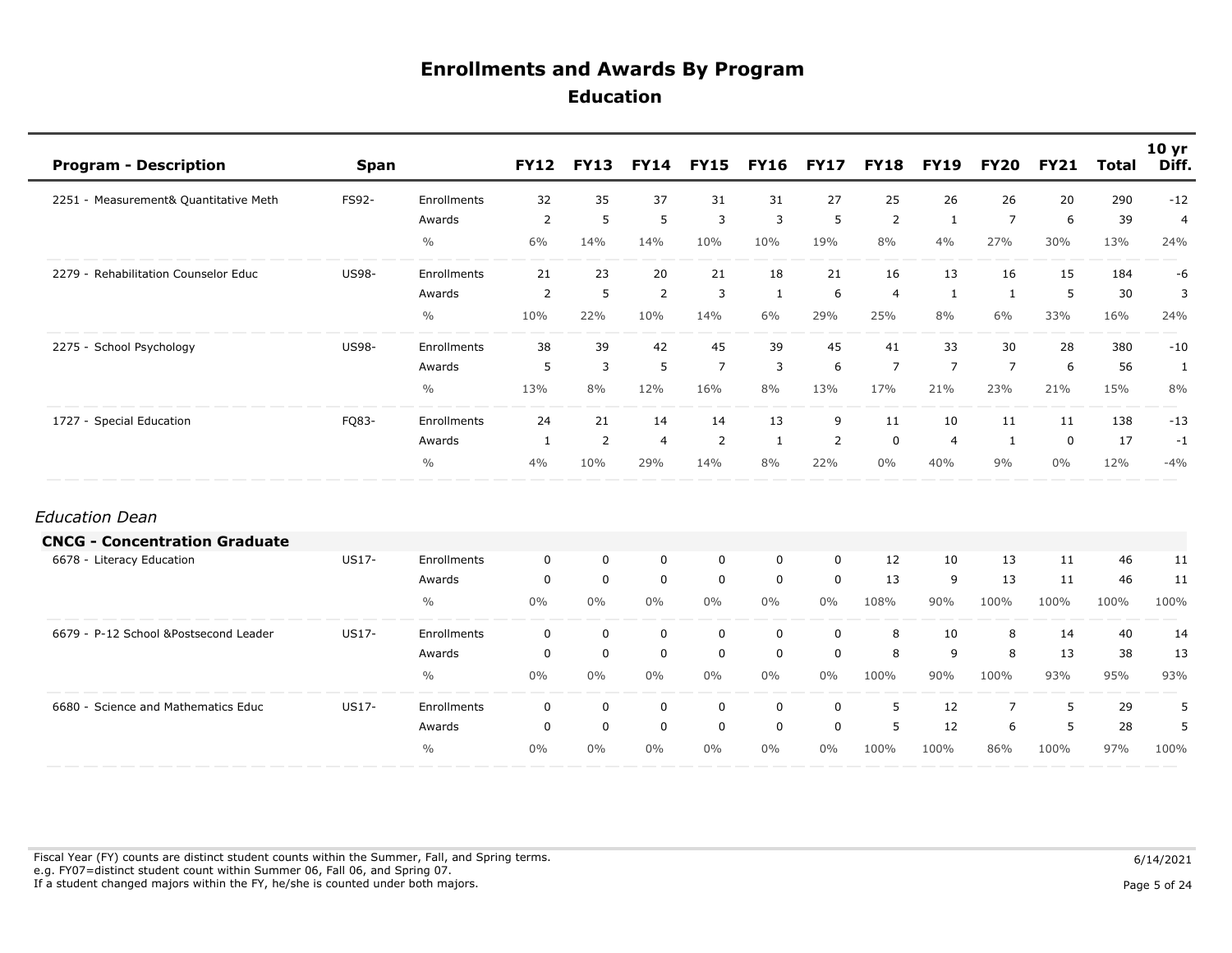# Enrollments and Awards By Program

## Education

| Program - Description | Span | | FY12 | FY13 | FY14 | FY15 | FY16 | FY17 | FY18 | FY19 | FY20 | FY21 | Total | 10 yr Diff. |
|---|---|---|---|---|---|---|---|---|---|---|---|---|---|---|
| 2251 - Measurement& Quantitative Meth | FS92- | Enrollments | 32 | 35 | 37 | 31 | 31 | 27 | 25 | 26 | 26 | 20 | 290 | -12 |
| | | Awards | 2 | 5 | 5 | 3 | 3 | 5 | 2 | 1 | 7 | 6 | 39 | 4 |
| | | % | 6% | 14% | 14% | 10% | 10% | 19% | 8% | 4% | 27% | 30% | 13% | 24% |
| 2279 - Rehabilitation Counselor Educ | US98- | Enrollments | 21 | 23 | 20 | 21 | 18 | 21 | 16 | 13 | 16 | 15 | 184 | -6 |
| | | Awards | 2 | 5 | 2 | 3 | 1 | 6 | 4 | 1 | 1 | 5 | 30 | 3 |
| | | % | 10% | 22% | 10% | 14% | 6% | 29% | 25% | 8% | 6% | 33% | 16% | 24% |
| 2275 - School Psychology | US98- | Enrollments | 38 | 39 | 42 | 45 | 39 | 45 | 41 | 33 | 30 | 28 | 380 | -10 |
| | | Awards | 5 | 3 | 5 | 7 | 3 | 6 | 7 | 7 | 7 | 6 | 56 | 1 |
| | | % | 13% | 8% | 12% | 16% | 8% | 13% | 17% | 21% | 23% | 21% | 15% | 8% |
| 1727 - Special Education | FQ83- | Enrollments | 24 | 21 | 14 | 14 | 13 | 9 | 11 | 10 | 11 | 11 | 138 | -13 |
| | | Awards | 1 | 2 | 4 | 2 | 1 | 2 | 0 | 4 | 1 | 0 | 17 | -1 |
| | | % | 4% | 10% | 29% | 14% | 8% | 22% | 0% | 40% | 9% | 0% | 12% | -4% |

*Education Dean*

**CNCG - Concentration Graduate**

| Program - Description | Span | | FY12 | FY13 | FY14 | FY15 | FY16 | FY17 | FY18 | FY19 | FY20 | FY21 | Total | 10 yr Diff. |
|---|---|---|---|---|---|---|---|---|---|---|---|---|---|---|
| 6678 - Literacy Education | US17- | Enrollments | 0 | 0 | 0 | 0 | 0 | 0 | 12 | 10 | 13 | 11 | 46 | 11 |
| | | Awards | 0 | 0 | 0 | 0 | 0 | 0 | 13 | 9 | 13 | 11 | 46 | 11 |
| | | % | 0% | 0% | 0% | 0% | 0% | 0% | 108% | 90% | 100% | 100% | 100% | 100% |
| 6679 - P-12 School &Postsecond Leader | US17- | Enrollments | 0 | 0 | 0 | 0 | 0 | 0 | 8 | 10 | 8 | 14 | 40 | 14 |
| | | Awards | 0 | 0 | 0 | 0 | 0 | 0 | 8 | 9 | 8 | 13 | 38 | 13 |
| | | % | 0% | 0% | 0% | 0% | 0% | 0% | 100% | 90% | 100% | 93% | 95% | 93% |
| 6680 - Science and Mathematics Educ | US17- | Enrollments | 0 | 0 | 0 | 0 | 0 | 0 | 5 | 12 | 7 | 5 | 29 | 5 |
| | | Awards | 0 | 0 | 0 | 0 | 0 | 0 | 5 | 12 | 6 | 5 | 28 | 5 |
| | | % | 0% | 0% | 0% | 0% | 0% | 0% | 100% | 100% | 86% | 100% | 97% | 100% |

Fiscal Year (FY) counts are distinct student counts within the Summer, Fall, and Spring terms.
e.g. FY07=distinct student count within Summer 06, Fall 06, and Spring 07.
If a student changed majors within the FY, he/she is counted under both majors.

6/14/2021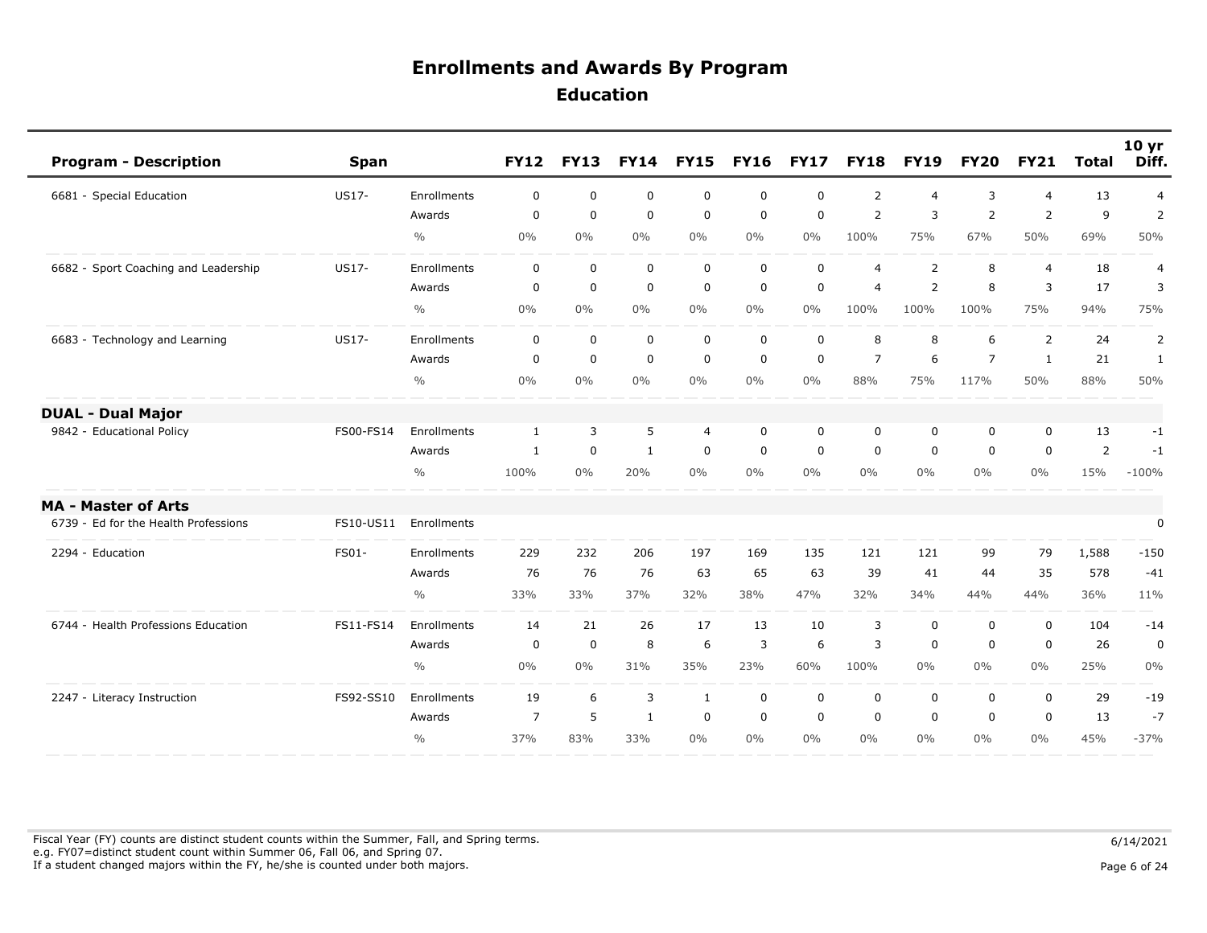# Enrollments and Awards By Program

## Education

| Program - Description | Span | | FY12 | FY13 | FY14 | FY15 | FY16 | FY17 | FY18 | FY19 | FY20 | FY21 | Total | 10 yr Diff. |
|---|---|---|---|---|---|---|---|---|---|---|---|---|---|---|
| 6681 - Special Education | US17- | Enrollments | 0 | 0 | 0 | 0 | 0 | 0 | 2 | 4 | 3 | 4 | 13 | 4 |
| | | Awards | 0 | 0 | 0 | 0 | 0 | 0 | 2 | 3 | 2 | 2 | 9 | 2 |
| | | % | 0% | 0% | 0% | 0% | 0% | 0% | 100% | 75% | 67% | 50% | 69% | 50% |
| 6682 - Sport Coaching and Leadership | US17- | Enrollments | 0 | 0 | 0 | 0 | 0 | 0 | 4 | 2 | 8 | 4 | 18 | 4 |
| | | Awards | 0 | 0 | 0 | 0 | 0 | 0 | 4 | 2 | 8 | 3 | 17 | 3 |
| | | % | 0% | 0% | 0% | 0% | 0% | 0% | 100% | 100% | 100% | 75% | 94% | 75% |
| 6683 - Technology and Learning | US17- | Enrollments | 0 | 0 | 0 | 0 | 0 | 0 | 8 | 8 | 6 | 2 | 24 | 2 |
| | | Awards | 0 | 0 | 0 | 0 | 0 | 0 | 7 | 6 | 7 | 1 | 21 | 1 |
| | | % | 0% | 0% | 0% | 0% | 0% | 0% | 88% | 75% | 117% | 50% | 88% | 50% |
| **DUAL - Dual Major** | | | | | | | | | | | | | | |
| 9842 - Educational Policy | FS00-FS14 | Enrollments | 1 | 3 | 5 | 4 | 0 | 0 | 0 | 0 | 0 | 0 | 13 | -1 |
| | | Awards | 1 | 0 | 1 | 0 | 0 | 0 | 0 | 0 | 0 | 0 | 2 | -1 |
| | | % | 100% | 0% | 20% | 0% | 0% | 0% | 0% | 0% | 0% | 0% | 15% | -100% |
| **MA - Master of Arts** | | | | | | | | | | | | | | |
| 6739 - Ed for the Health Professions | FS10-US11 | Enrollments | | | | | | | | | | | | 0 |
| 2294 - Education | FS01- | Enrollments | 229 | 232 | 206 | 197 | 169 | 135 | 121 | 121 | 99 | 79 | 1,588 | -150 |
| | | Awards | 76 | 76 | 76 | 63 | 65 | 63 | 39 | 41 | 44 | 35 | 578 | -41 |
| | | % | 33% | 33% | 37% | 32% | 38% | 47% | 32% | 34% | 44% | 44% | 36% | 11% |
| 6744 - Health Professions Education | FS11-FS14 | Enrollments | 14 | 21 | 26 | 17 | 13 | 10 | 3 | 0 | 0 | 0 | 104 | -14 |
| | | Awards | 0 | 0 | 8 | 6 | 3 | 6 | 3 | 0 | 0 | 0 | 26 | 0 |
| | | % | 0% | 0% | 31% | 35% | 23% | 60% | 100% | 0% | 0% | 0% | 25% | 0% |
| 2247 - Literacy Instruction | FS92-SS10 | Enrollments | 19 | 6 | 3 | 1 | 0 | 0 | 0 | 0 | 0 | 0 | 29 | -19 |
| | | Awards | 7 | 5 | 1 | 0 | 0 | 0 | 0 | 0 | 0 | 0 | 13 | -7 |
| | | % | 37% | 83% | 33% | 0% | 0% | 0% | 0% | 0% | 0% | 0% | 45% | -37% |

Fiscal Year (FY) counts are distinct student counts within the Summer, Fall, and Spring terms.
e.g. FY07=distinct student count within Summer 06, Fall 06, and Spring 07.
If a student changed majors within the FY, he/she is counted under both majors.

6/14/2021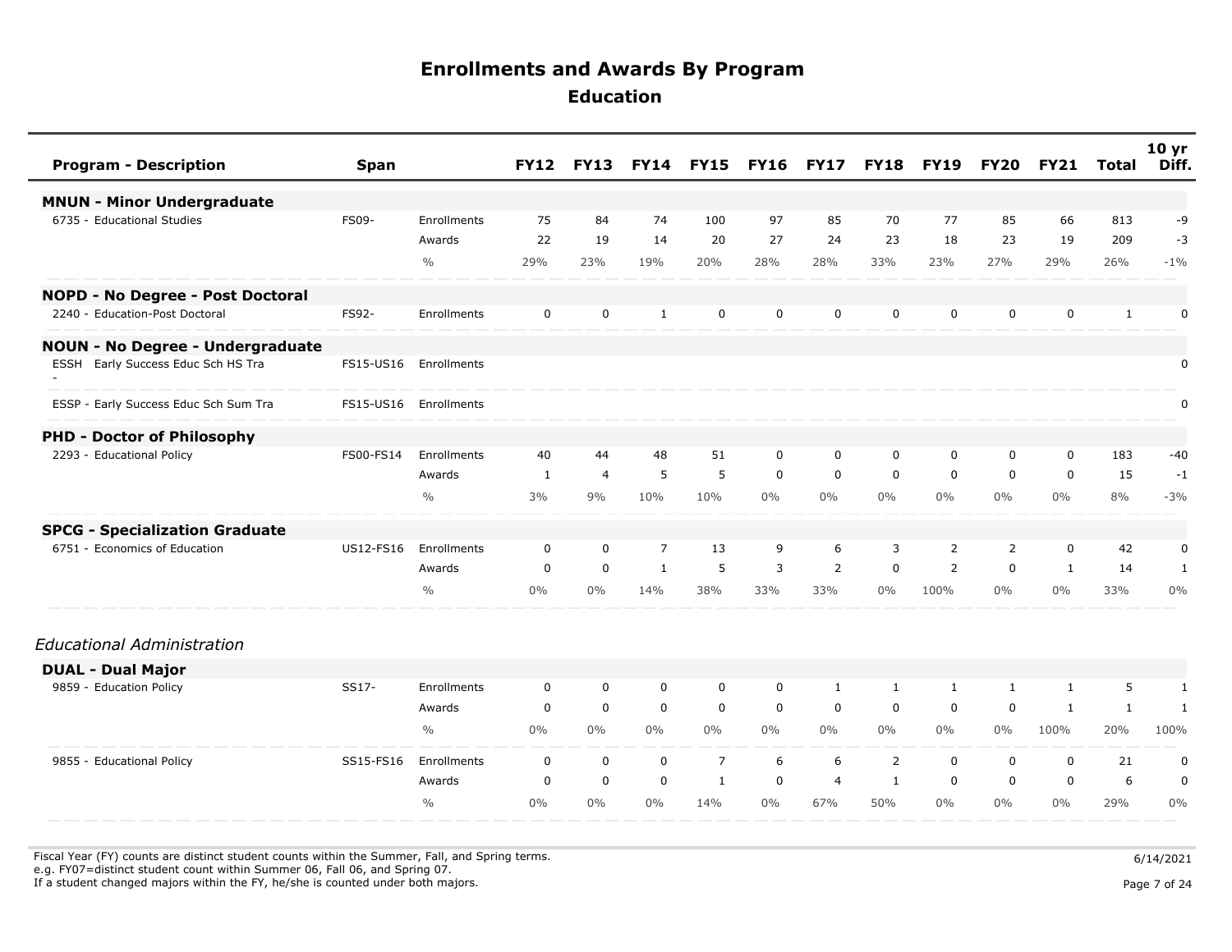# Enrollments and Awards By Program

## Education

| Program - Description | Span | | FY12 | FY13 | FY14 | FY15 | FY16 | FY17 | FY18 | FY19 | FY20 | FY21 | Total | 10 yr Diff. |
|---|---|---|---|---|---|---|---|---|---|---|---|---|---|---|
| **MNUN - Minor Undergraduate** | | | | | | | | | | | | | | |
| 6735 - Educational Studies | FS09- | Enrollments | 75 | 84 | 74 | 100 | 97 | 85 | 70 | 77 | 85 | 66 | 813 | -9 |
| | | Awards | 22 | 19 | 14 | 20 | 27 | 24 | 23 | 18 | 23 | 19 | 209 | -3 |
| | | % | 29% | 23% | 19% | 20% | 28% | 28% | 33% | 23% | 27% | 29% | 26% | -1% |
| **NOPD - No Degree - Post Doctoral** | | | | | | | | | | | | | | |
| 2240 - Education-Post Doctoral | FS92- | Enrollments | 0 | 0 | 1 | 0 | 0 | 0 | 0 | 0 | 0 | 0 | 1 | 0 |
| **NOUN - No Degree - Undergraduate** | | | | | | | | | | | | | | |
| ESSH Early Success Educ Sch HS Tra - | FS15-US16 | Enrollments | | | | | | | | | | | | 0 |
| ESSP - Early Success Educ Sch Sum Tra | FS15-US16 | Enrollments | | | | | | | | | | | | 0 |
| **PHD - Doctor of Philosophy** | | | | | | | | | | | | | | |
| 2293 - Educational Policy | FS00-FS14 | Enrollments | 40 | 44 | 48 | 51 | 0 | 0 | 0 | 0 | 0 | 0 | 183 | -40 |
| | | Awards | 1 | 4 | 5 | 5 | 0 | 0 | 0 | 0 | 0 | 0 | 15 | -1 |
| | | % | 3% | 9% | 10% | 10% | 0% | 0% | 0% | 0% | 0% | 0% | 8% | -3% |
| **SPCG - Specialization Graduate** | | | | | | | | | | | | | | |
| 6751 - Economics of Education | US12-FS16 | Enrollments | 0 | 0 | 7 | 13 | 9 | 6 | 3 | 2 | 2 | 0 | 42 | 0 |
| | | Awards | 0 | 0 | 1 | 5 | 3 | 2 | 0 | 2 | 0 | 1 | 14 | 1 |
| | | % | 0% | 0% | 14% | 38% | 33% | 33% | 0% | 100% | 0% | 0% | 33% | 0% |

*Educational Administration*

| Program - Description | Span | | FY12 | FY13 | FY14 | FY15 | FY16 | FY17 | FY18 | FY19 | FY20 | FY21 | Total | 10 yr Diff. |
|---|---|---|---|---|---|---|---|---|---|---|---|---|---|---|
| **DUAL - Dual Major** | | | | | | | | | | | | | | |
| 9859 - Education Policy | SS17- | Enrollments | 0 | 0 | 0 | 0 | 0 | 1 | 1 | 1 | 1 | 1 | 5 | 1 |
| | | Awards | 0 | 0 | 0 | 0 | 0 | 0 | 0 | 0 | 0 | 1 | 1 | 1 |
| | | % | 0% | 0% | 0% | 0% | 0% | 0% | 0% | 0% | 0% | 100% | 20% | 100% |
| 9855 - Educational Policy | SS15-FS16 | Enrollments | 0 | 0 | 0 | 7 | 6 | 6 | 2 | 0 | 0 | 0 | 21 | 0 |
| | | Awards | 0 | 0 | 0 | 1 | 0 | 4 | 1 | 0 | 0 | 0 | 6 | 0 |
| | | % | 0% | 0% | 0% | 14% | 0% | 67% | 50% | 0% | 0% | 0% | 29% | 0% |

Fiscal Year (FY) counts are distinct student counts within the Summer, Fall, and Spring terms.
e.g. FY07=distinct student count within Summer 06, Fall 06, and Spring 07.
If a student changed majors within the FY, he/she is counted under both majors.

6/14/2021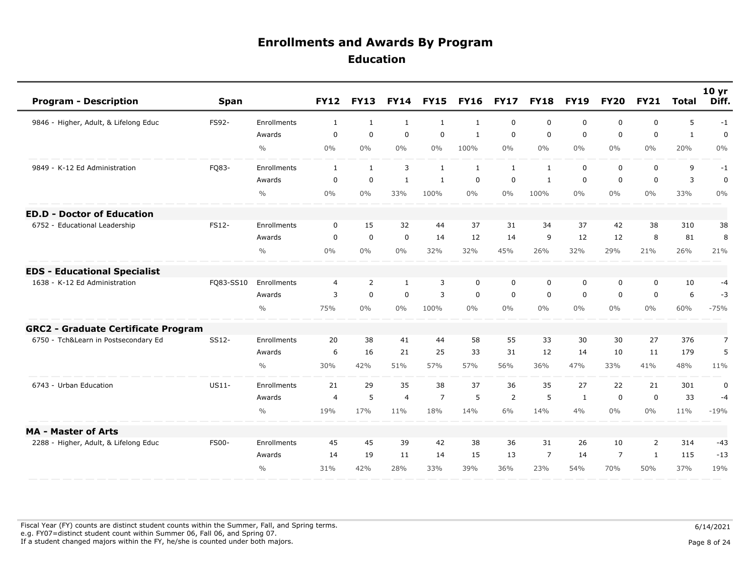# Enrollments and Awards By Program

## Education

| Program - Description | Span | | FY12 | FY13 | FY14 | FY15 | FY16 | FY17 | FY18 | FY19 | FY20 | FY21 | Total | 10 yr Diff. |
|---|---|---|---|---|---|---|---|---|---|---|---|---|---|---|
| 9846 - Higher, Adult, & Lifelong Educ | FS92- | Enrollments | 1 | 1 | 1 | 1 | 1 | 0 | 0 | 0 | 0 | 0 | 5 | -1 |
| | | Awards | 0 | 0 | 0 | 0 | 1 | 0 | 0 | 0 | 0 | 0 | 1 | 0 |
| | | % | 0% | 0% | 0% | 0% | 100% | 0% | 0% | 0% | 0% | 0% | 20% | 0% |
| 9849 - K-12 Ed Administration | FQ83- | Enrollments | 1 | 1 | 3 | 1 | 1 | 1 | 1 | 0 | 0 | 0 | 9 | -1 |
| | | Awards | 0 | 0 | 1 | 1 | 0 | 0 | 1 | 0 | 0 | 0 | 3 | 0 |
| | | % | 0% | 0% | 33% | 100% | 0% | 0% | 100% | 0% | 0% | 0% | 33% | 0% |
| **ED.D - Doctor of Education** | | | | | | | | | | | | | | |
| 6752 - Educational Leadership | FS12- | Enrollments | 0 | 15 | 32 | 44 | 37 | 31 | 34 | 37 | 42 | 38 | 310 | 38 |
| | | Awards | 0 | 0 | 0 | 14 | 12 | 14 | 9 | 12 | 12 | 8 | 81 | 8 |
| | | % | 0% | 0% | 0% | 32% | 32% | 45% | 26% | 32% | 29% | 21% | 26% | 21% |
| **EDS - Educational Specialist** | | | | | | | | | | | | | | |
| 1638 - K-12 Ed Administration | FQ83-SS10 | Enrollments | 4 | 2 | 1 | 3 | 0 | 0 | 0 | 0 | 0 | 0 | 10 | -4 |
| | | Awards | 3 | 0 | 0 | 3 | 0 | 0 | 0 | 0 | 0 | 0 | 6 | -3 |
| | | % | 75% | 0% | 0% | 100% | 0% | 0% | 0% | 0% | 0% | 0% | 60% | -75% |
| **GRC2 - Graduate Certificate Program** | | | | | | | | | | | | | | |
| 6750 - Tch&Learn in Postsecondary Ed | SS12- | Enrollments | 20 | 38 | 41 | 44 | 58 | 55 | 33 | 30 | 30 | 27 | 376 | 7 |
| | | Awards | 6 | 16 | 21 | 25 | 33 | 31 | 12 | 14 | 10 | 11 | 179 | 5 |
| | | % | 30% | 42% | 51% | 57% | 57% | 56% | 36% | 47% | 33% | 41% | 48% | 11% |
| 6743 - Urban Education | US11- | Enrollments | 21 | 29 | 35 | 38 | 37 | 36 | 35 | 27 | 22 | 21 | 301 | 0 |
| | | Awards | 4 | 5 | 4 | 7 | 5 | 2 | 5 | 1 | 0 | 0 | 33 | -4 |
| | | % | 19% | 17% | 11% | 18% | 14% | 6% | 14% | 4% | 0% | 0% | 11% | -19% |
| **MA - Master of Arts** | | | | | | | | | | | | | | |
| 2288 - Higher, Adult, & Lifelong Educ | FS00- | Enrollments | 45 | 45 | 39 | 42 | 38 | 36 | 31 | 26 | 10 | 2 | 314 | -43 |
| | | Awards | 14 | 19 | 11 | 14 | 15 | 13 | 7 | 14 | 7 | 1 | 115 | -13 |
| | | % | 31% | 42% | 28% | 33% | 39% | 36% | 23% | 54% | 70% | 50% | 37% | 19% |

Fiscal Year (FY) counts are distinct student counts within the Summer, Fall, and Spring terms.
e.g. FY07=distinct student count within Summer 06, Fall 06, and Spring 07.
If a student changed majors within the FY, he/she is counted under both majors.

6/14/2021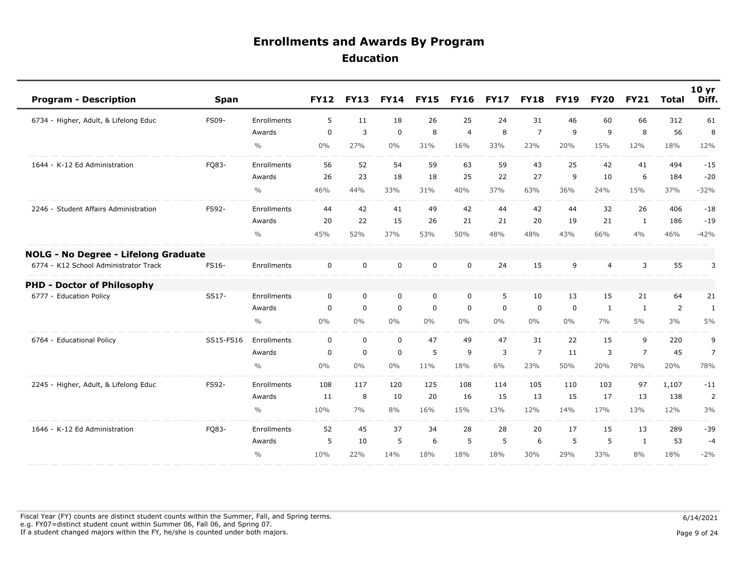# Enrollments and Awards By Program

## Education

| Program - Description | Span | | FY12 | FY13 | FY14 | FY15 | FY16 | FY17 | FY18 | FY19 | FY20 | FY21 | Total | 10 yr Diff. |
|---|---|---|---|---|---|---|---|---|---|---|---|---|---|---|
| 6734 - Higher, Adult, & Lifelong Educ | FS09- | Enrollments | 5 | 11 | 18 | 26 | 25 | 24 | 31 | 46 | 60 | 66 | 312 | 61 |
| | | Awards | 0 | 3 | 0 | 8 | 4 | 8 | 7 | 9 | 9 | 8 | 56 | 8 |
| | | % | 0% | 27% | 0% | 31% | 16% | 33% | 23% | 20% | 15% | 12% | 18% | 12% |
| 1644 - K-12 Ed Administration | FQ83- | Enrollments | 56 | 52 | 54 | 59 | 63 | 59 | 43 | 25 | 42 | 41 | 494 | -15 |
| | | Awards | 26 | 23 | 18 | 18 | 25 | 22 | 27 | 9 | 10 | 6 | 184 | -20 |
| | | % | 46% | 44% | 33% | 31% | 40% | 37% | 63% | 36% | 24% | 15% | 37% | -32% |
| 2246 - Student Affairs Administration | FS92- | Enrollments | 44 | 42 | 41 | 49 | 42 | 44 | 42 | 44 | 32 | 26 | 406 | -18 |
| | | Awards | 20 | 22 | 15 | 26 | 21 | 21 | 20 | 19 | 21 | 1 | 186 | -19 |
| | | % | 45% | 52% | 37% | 53% | 50% | 48% | 48% | 43% | 66% | 4% | 46% | -42% |
| **NOLG - No Degree - Lifelong Graduate** | | | | | | | | | | | | | | |
| 6774 - K12 School Administrator Track | FS16- | Enrollments | 0 | 0 | 0 | 0 | 0 | 24 | 15 | 9 | 4 | 3 | 55 | 3 |
| **PHD - Doctor of Philosophy** | | | | | | | | | | | | | | |
| 6777 - Education Policy | SS17- | Enrollments | 0 | 0 | 0 | 0 | 0 | 5 | 10 | 13 | 15 | 21 | 64 | 21 |
| | | Awards | 0 | 0 | 0 | 0 | 0 | 0 | 0 | 0 | 1 | 1 | 2 | 1 |
| | | % | 0% | 0% | 0% | 0% | 0% | 0% | 0% | 0% | 7% | 5% | 3% | 5% |
| 6764 - Educational Policy | SS15-FS16 | Enrollments | 0 | 0 | 0 | 47 | 49 | 47 | 31 | 22 | 15 | 9 | 220 | 9 |
| | | Awards | 0 | 0 | 0 | 5 | 9 | 3 | 7 | 11 | 3 | 7 | 45 | 7 |
| | | % | 0% | 0% | 0% | 11% | 18% | 6% | 23% | 50% | 20% | 78% | 20% | 78% |
| 2245 - Higher, Adult, & Lifelong Educ | FS92- | Enrollments | 108 | 117 | 120 | 125 | 108 | 114 | 105 | 110 | 103 | 97 | 1,107 | -11 |
| | | Awards | 11 | 8 | 10 | 20 | 16 | 15 | 13 | 15 | 17 | 13 | 138 | 2 |
| | | % | 10% | 7% | 8% | 16% | 15% | 13% | 12% | 14% | 17% | 13% | 12% | 3% |
| 1646 - K-12 Ed Administration | FQ83- | Enrollments | 52 | 45 | 37 | 34 | 28 | 28 | 20 | 17 | 15 | 13 | 289 | -39 |
| | | Awards | 5 | 10 | 5 | 6 | 5 | 5 | 6 | 5 | 5 | 1 | 53 | -4 |
| | | % | 10% | 22% | 14% | 18% | 18% | 18% | 30% | 29% | 33% | 8% | 18% | -2% |

Fiscal Year (FY) counts are distinct student counts within the Summer, Fall, and Spring terms.
e.g. FY07=distinct student count within Summer 06, Fall 06, and Spring 07.
If a student changed majors within the FY, he/she is counted under both majors.

6/14/2021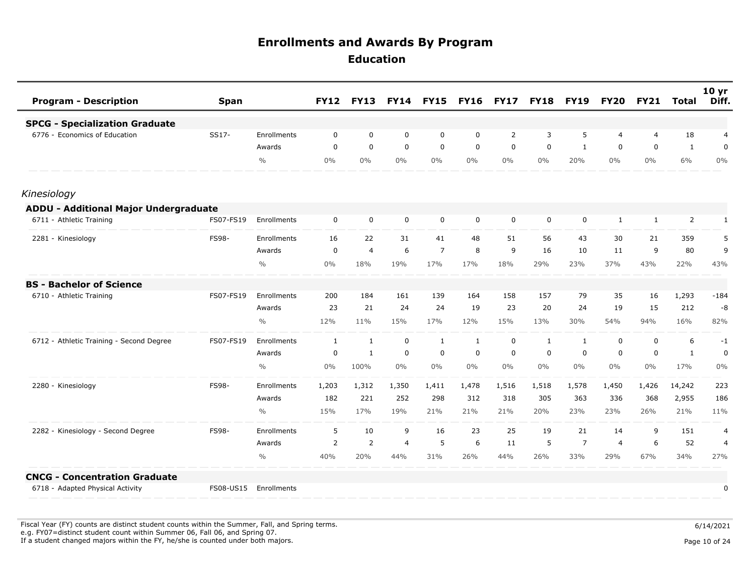# Enrollments and Awards By Program

## Education

| Program - Description | Span | | FY12 | FY13 | FY14 | FY15 | FY16 | FY17 | FY18 | FY19 | FY20 | FY21 | Total | 10 yr Diff. |
|---|---|---|---|---|---|---|---|---|---|---|---|---|---|---|
| **SPCG - Specialization Graduate** | | | | | | | | | | | | | | |
| 6776 - Economics of Education | SS17- | Enrollments | 0 | 0 | 0 | 0 | 0 | 2 | 3 | 5 | 4 | 4 | 18 | 4 |
| | | Awards | 0 | 0 | 0 | 0 | 0 | 0 | 0 | 1 | 0 | 0 | 1 | 0 |
| | | % | 0% | 0% | 0% | 0% | 0% | 0% | 0% | 20% | 0% | 0% | 6% | 0% |
| *Kinesiology* | | | | | | | | | | | | | | |
| **ADDU - Additional Major Undergraduate** | | | | | | | | | | | | | | |
| 6711 - Athletic Training | FS07-FS19 | Enrollments | 0 | 0 | 0 | 0 | 0 | 0 | 0 | 0 | 1 | 1 | 2 | 1 |
| 2281 - Kinesiology | FS98- | Enrollments | 16 | 22 | 31 | 41 | 48 | 51 | 56 | 43 | 30 | 21 | 359 | 5 |
| | | Awards | 0 | 4 | 6 | 7 | 8 | 9 | 16 | 10 | 11 | 9 | 80 | 9 |
| | | % | 0% | 18% | 19% | 17% | 17% | 18% | 29% | 23% | 37% | 43% | 22% | 43% |
| **BS - Bachelor of Science** | | | | | | | | | | | | | | |
| 6710 - Athletic Training | FS07-FS19 | Enrollments | 200 | 184 | 161 | 139 | 164 | 158 | 157 | 79 | 35 | 16 | 1,293 | -184 |
| | | Awards | 23 | 21 | 24 | 24 | 19 | 23 | 20 | 24 | 19 | 15 | 212 | -8 |
| | | % | 12% | 11% | 15% | 17% | 12% | 15% | 13% | 30% | 54% | 94% | 16% | 82% |
| 6712 - Athletic Training - Second Degree | FS07-FS19 | Enrollments | 1 | 1 | 0 | 1 | 1 | 0 | 1 | 1 | 0 | 0 | 6 | -1 |
| | | Awards | 0 | 1 | 0 | 0 | 0 | 0 | 0 | 0 | 0 | 0 | 1 | 0 |
| | | % | 0% | 100% | 0% | 0% | 0% | 0% | 0% | 0% | 0% | 0% | 17% | 0% |
| 2280 - Kinesiology | FS98- | Enrollments | 1,203 | 1,312 | 1,350 | 1,411 | 1,478 | 1,516 | 1,518 | 1,578 | 1,450 | 1,426 | 14,242 | 223 |
| | | Awards | 182 | 221 | 252 | 298 | 312 | 318 | 305 | 363 | 336 | 368 | 2,955 | 186 |
| | | % | 15% | 17% | 19% | 21% | 21% | 21% | 20% | 23% | 23% | 26% | 21% | 11% |
| 2282 - Kinesiology - Second Degree | FS98- | Enrollments | 5 | 10 | 9 | 16 | 23 | 25 | 19 | 21 | 14 | 9 | 151 | 4 |
| | | Awards | 2 | 2 | 4 | 5 | 6 | 11 | 5 | 7 | 4 | 6 | 52 | 4 |
| | | % | 40% | 20% | 44% | 31% | 26% | 44% | 26% | 33% | 29% | 67% | 34% | 27% |
| **CNCG - Concentration Graduate** | | | | | | | | | | | | | | |
| 6718 - Adapted Physical Activity | FS08-US15 | Enrollments | | | | | | | | | | | | 0 |

Fiscal Year (FY) counts are distinct student counts within the Summer, Fall, and Spring terms.
e.g. FY07=distinct student count within Summer 06, Fall 06, and Spring 07.
If a student changed majors within the FY, he/she is counted under both majors.

6/14/2021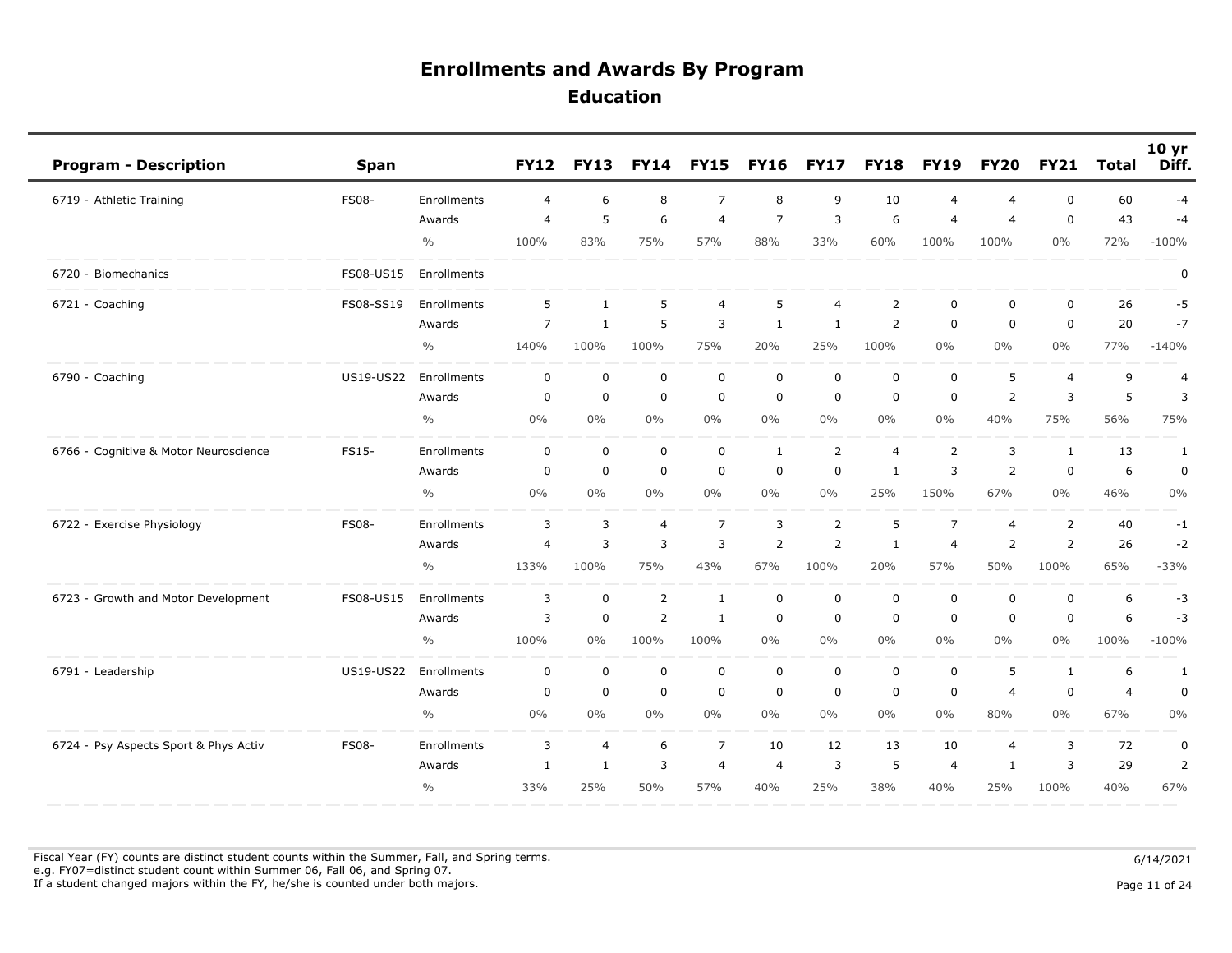# Enrollments and Awards By Program

## Education

| Program - Description | Span | | FY12 | FY13 | FY14 | FY15 | FY16 | FY17 | FY18 | FY19 | FY20 | FY21 | Total | 10 yr Diff. |
|---|---|---|---|---|---|---|---|---|---|---|---|---|---|---|
| 6719 - Athletic Training | FS08- | Enrollments | 4 | 6 | 8 | 7 | 8 | 9 | 10 | 4 | 4 | 0 | 60 | -4 |
| | | Awards | 4 | 5 | 6 | 4 | 7 | 3 | 6 | 4 | 4 | 0 | 43 | -4 |
| | | % | 100% | 83% | 75% | 57% | 88% | 33% | 60% | 100% | 100% | 0% | 72% | -100% |
| 6720 - Biomechanics | FS08-US15 | Enrollments | | | | | | | | | | | | 0 |
| 6721 - Coaching | FS08-SS19 | Enrollments | 5 | 1 | 5 | 4 | 5 | 4 | 2 | 0 | 0 | 0 | 26 | -5 |
| | | Awards | 7 | 1 | 5 | 3 | 1 | 1 | 2 | 0 | 0 | 0 | 20 | -7 |
| | | % | 140% | 100% | 100% | 75% | 20% | 25% | 100% | 0% | 0% | 0% | 77% | -140% |
| 6790 - Coaching | US19-US22 | Enrollments | 0 | 0 | 0 | 0 | 0 | 0 | 0 | 0 | 5 | 4 | 9 | 4 |
| | | Awards | 0 | 0 | 0 | 0 | 0 | 0 | 0 | 0 | 2 | 3 | 5 | 3 |
| | | % | 0% | 0% | 0% | 0% | 0% | 0% | 0% | 0% | 40% | 75% | 56% | 75% |
| 6766 - Cognitive & Motor Neuroscience | FS15- | Enrollments | 0 | 0 | 0 | 0 | 1 | 2 | 4 | 2 | 3 | 1 | 13 | 1 |
| | | Awards | 0 | 0 | 0 | 0 | 0 | 0 | 1 | 3 | 2 | 0 | 6 | 0 |
| | | % | 0% | 0% | 0% | 0% | 0% | 0% | 25% | 150% | 67% | 0% | 46% | 0% |
| 6722 - Exercise Physiology | FS08- | Enrollments | 3 | 3 | 4 | 7 | 3 | 2 | 5 | 7 | 4 | 2 | 40 | -1 |
| | | Awards | 4 | 3 | 3 | 3 | 2 | 2 | 1 | 4 | 2 | 2 | 26 | -2 |
| | | % | 133% | 100% | 75% | 43% | 67% | 100% | 20% | 57% | 50% | 100% | 65% | -33% |
| 6723 - Growth and Motor Development | FS08-US15 | Enrollments | 3 | 0 | 2 | 1 | 0 | 0 | 0 | 0 | 0 | 0 | 6 | -3 |
| | | Awards | 3 | 0 | 2 | 1 | 0 | 0 | 0 | 0 | 0 | 0 | 6 | -3 |
| | | % | 100% | 0% | 100% | 100% | 0% | 0% | 0% | 0% | 0% | 0% | 100% | -100% |
| 6791 - Leadership | US19-US22 | Enrollments | 0 | 0 | 0 | 0 | 0 | 0 | 0 | 0 | 5 | 1 | 6 | 1 |
| | | Awards | 0 | 0 | 0 | 0 | 0 | 0 | 0 | 0 | 4 | 0 | 4 | 0 |
| | | % | 0% | 0% | 0% | 0% | 0% | 0% | 0% | 0% | 80% | 0% | 67% | 0% |
| 6724 - Psy Aspects Sport & Phys Activ | FS08- | Enrollments | 3 | 4 | 6 | 7 | 10 | 12 | 13 | 10 | 4 | 3 | 72 | 0 |
| | | Awards | 1 | 1 | 3 | 4 | 4 | 3 | 5 | 4 | 1 | 3 | 29 | 2 |
| | | % | 33% | 25% | 50% | 57% | 40% | 25% | 38% | 40% | 25% | 100% | 40% | 67% |

Fiscal Year (FY) counts are distinct student counts within the Summer, Fall, and Spring terms.
e.g. FY07=distinct student count within Summer 06, Fall 06, and Spring 07.
If a student changed majors within the FY, he/she is counted under both majors.

6/14/2021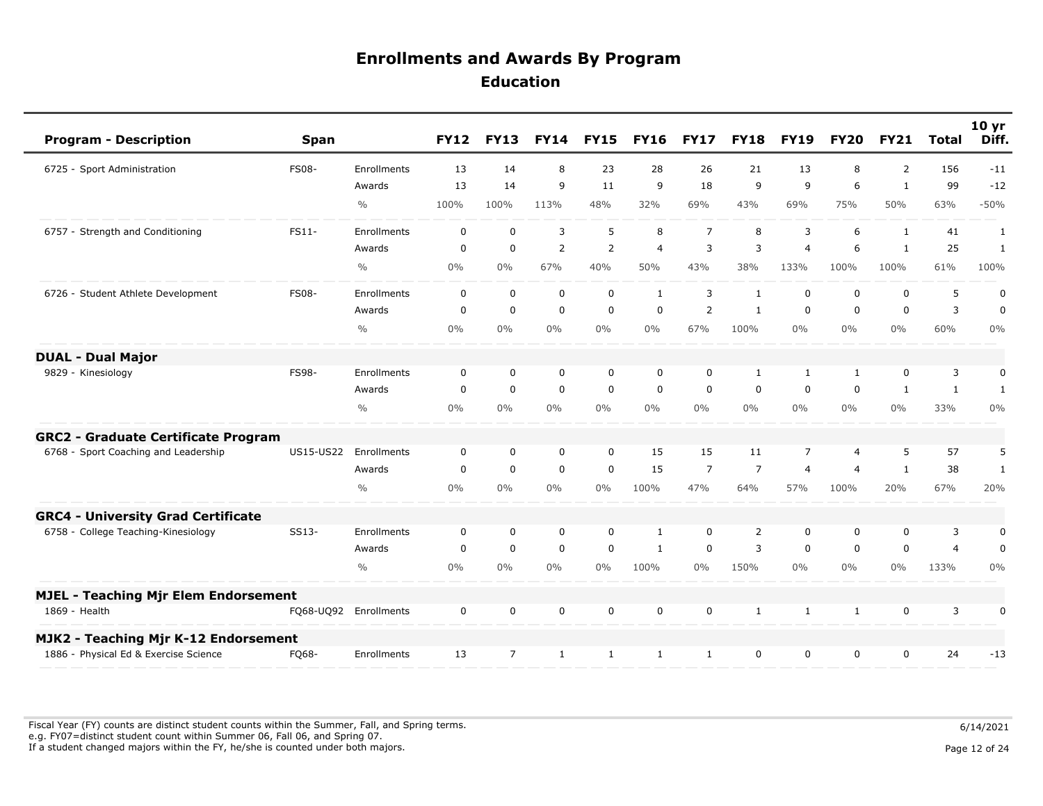# Enrollments and Awards By Program

## Education

| Program - Description | Span | | FY12 | FY13 | FY14 | FY15 | FY16 | FY17 | FY18 | FY19 | FY20 | FY21 | Total | 10 yr Diff. |
|---|---|---|---|---|---|---|---|---|---|---|---|---|---|---|
| 6725 - Sport Administration | FS08- | Enrollments | 13 | 14 | 8 | 23 | 28 | 26 | 21 | 13 | 8 | 2 | 156 | -11 |
| | | Awards | 13 | 14 | 9 | 11 | 9 | 18 | 9 | 9 | 6 | 1 | 99 | -12 |
| | | % | 100% | 100% | 113% | 48% | 32% | 69% | 43% | 69% | 75% | 50% | 63% | -50% |
| 6757 - Strength and Conditioning | FS11- | Enrollments | 0 | 0 | 3 | 5 | 8 | 7 | 8 | 3 | 6 | 1 | 41 | 1 |
| | | Awards | 0 | 0 | 2 | 2 | 4 | 3 | 3 | 4 | 6 | 1 | 25 | 1 |
| | | % | 0% | 0% | 67% | 40% | 50% | 43% | 38% | 133% | 100% | 100% | 61% | 100% |
| 6726 - Student Athlete Development | FS08- | Enrollments | 0 | 0 | 0 | 0 | 1 | 3 | 1 | 0 | 0 | 0 | 5 | 0 |
| | | Awards | 0 | 0 | 0 | 0 | 0 | 2 | 1 | 0 | 0 | 0 | 3 | 0 |
| | | % | 0% | 0% | 0% | 0% | 0% | 67% | 100% | 0% | 0% | 0% | 60% | 0% |
| **DUAL - Dual Major** | | | | | | | | | | | | | | |
| 9829 - Kinesiology | FS98- | Enrollments | 0 | 0 | 0 | 0 | 0 | 0 | 1 | 1 | 1 | 0 | 3 | 0 |
| | | Awards | 0 | 0 | 0 | 0 | 0 | 0 | 0 | 0 | 0 | 1 | 1 | 1 |
| | | % | 0% | 0% | 0% | 0% | 0% | 0% | 0% | 0% | 0% | 0% | 33% | 0% |
| **GRC2 - Graduate Certificate Program** | | | | | | | | | | | | | | |
| 6768 - Sport Coaching and Leadership | US15-US22 | Enrollments | 0 | 0 | 0 | 0 | 15 | 15 | 11 | 7 | 4 | 5 | 57 | 5 |
| | | Awards | 0 | 0 | 0 | 0 | 15 | 7 | 7 | 4 | 4 | 1 | 38 | 1 |
| | | % | 0% | 0% | 0% | 0% | 100% | 47% | 64% | 57% | 100% | 20% | 67% | 20% |
| **GRC4 - University Grad Certificate** | | | | | | | | | | | | | | |
| 6758 - College Teaching-Kinesiology | SS13- | Enrollments | 0 | 0 | 0 | 0 | 1 | 0 | 2 | 0 | 0 | 0 | 3 | 0 |
| | | Awards | 0 | 0 | 0 | 0 | 1 | 0 | 3 | 0 | 0 | 0 | 4 | 0 |
| | | % | 0% | 0% | 0% | 0% | 100% | 0% | 150% | 0% | 0% | 0% | 133% | 0% |
| **MJEL - Teaching Mjr Elem Endorsement** | | | | | | | | | | | | | | |
| 1869 - Health | FQ68-UQ92 | Enrollments | 0 | 0 | 0 | 0 | 0 | 0 | 1 | 1 | 1 | 0 | 3 | 0 |
| **MJK2 - Teaching Mjr K-12 Endorsement** | | | | | | | | | | | | | | |
| 1886 - Physical Ed & Exercise Science | FQ68- | Enrollments | 13 | 7 | 1 | 1 | 1 | 1 | 0 | 0 | 0 | 0 | 24 | -13 |

Fiscal Year (FY) counts are distinct student counts within the Summer, Fall, and Spring terms.
e.g. FY07=distinct student count within Summer 06, Fall 06, and Spring 07.
If a student changed majors within the FY, he/she is counted under both majors.

6/14/2021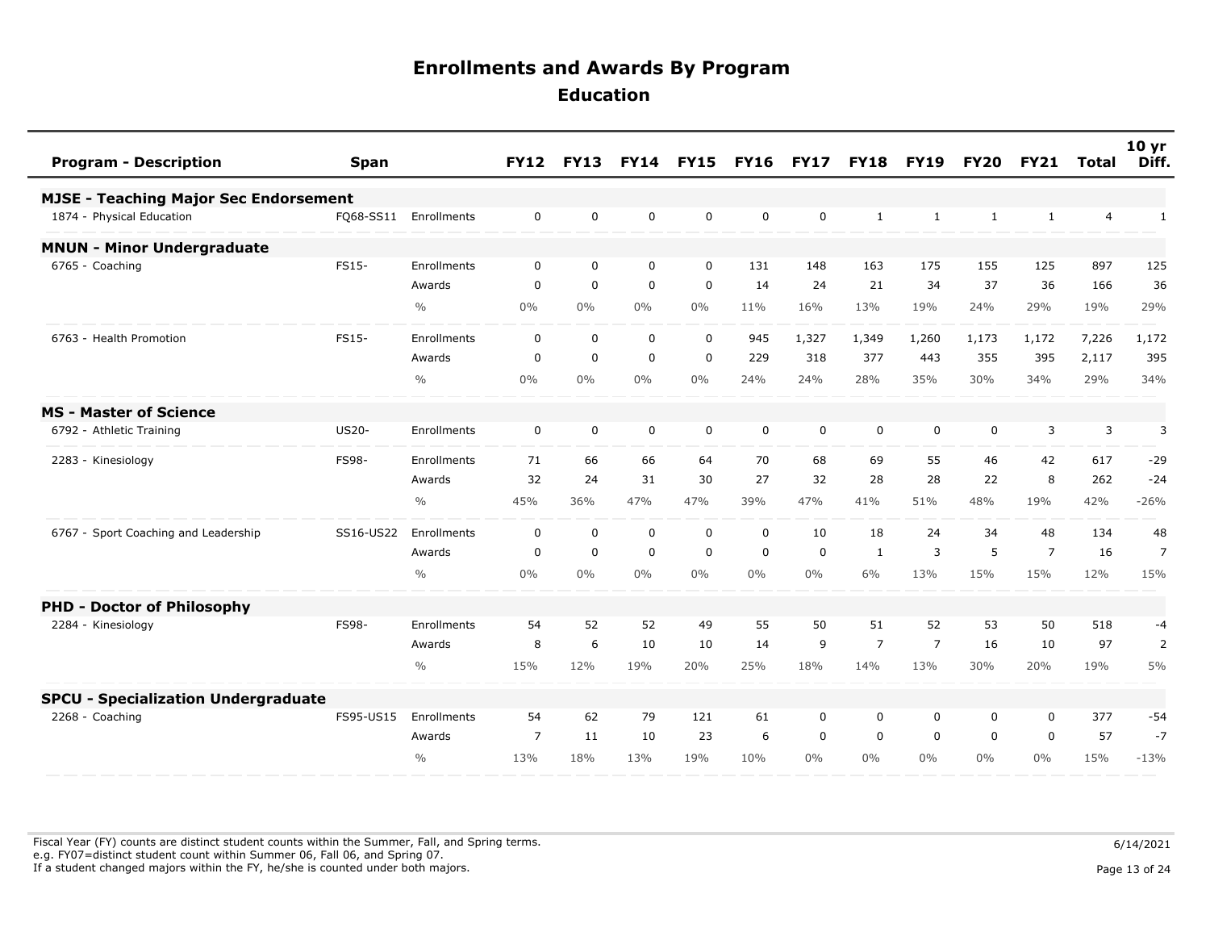# Enrollments and Awards By Program

## Education

| Program - Description | Span | | FY12 | FY13 | FY14 | FY15 | FY16 | FY17 | FY18 | FY19 | FY20 | FY21 | Total | 10 yr Diff. |
|---|---|---|---|---|---|---|---|---|---|---|---|---|---|---|
| **MJSE - Teaching Major Sec Endorsement** | | | | | | | | | | | | | | |
| 1874 - Physical Education | FQ68-SS11 | Enrollments | 0 | 0 | 0 | 0 | 0 | 0 | 1 | 1 | 1 | 1 | 4 | 1 |
| **MNUN - Minor Undergraduate** | | | | | | | | | | | | | | |
| 6765 - Coaching | FS15- | Enrollments | 0 | 0 | 0 | 0 | 131 | 148 | 163 | 175 | 155 | 125 | 897 | 125 |
| | | Awards | 0 | 0 | 0 | 0 | 14 | 24 | 21 | 34 | 37 | 36 | 166 | 36 |
| | | % | 0% | 0% | 0% | 0% | 11% | 16% | 13% | 19% | 24% | 29% | 19% | 29% |
| 6763 - Health Promotion | FS15- | Enrollments | 0 | 0 | 0 | 0 | 945 | 1,327 | 1,349 | 1,260 | 1,173 | 1,172 | 7,226 | 1,172 |
| | | Awards | 0 | 0 | 0 | 0 | 229 | 318 | 377 | 443 | 355 | 395 | 2,117 | 395 |
| | | % | 0% | 0% | 0% | 0% | 24% | 24% | 28% | 35% | 30% | 34% | 29% | 34% |
| **MS - Master of Science** | | | | | | | | | | | | | | |
| 6792 - Athletic Training | US20- | Enrollments | 0 | 0 | 0 | 0 | 0 | 0 | 0 | 0 | 0 | 3 | 3 | 3 |
| 2283 - Kinesiology | FS98- | Enrollments | 71 | 66 | 66 | 64 | 70 | 68 | 69 | 55 | 46 | 42 | 617 | -29 |
| | | Awards | 32 | 24 | 31 | 30 | 27 | 32 | 28 | 28 | 22 | 8 | 262 | -24 |
| | | % | 45% | 36% | 47% | 47% | 39% | 47% | 41% | 51% | 48% | 19% | 42% | -26% |
| 6767 - Sport Coaching and Leadership | SS16-US22 | Enrollments | 0 | 0 | 0 | 0 | 0 | 10 | 18 | 24 | 34 | 48 | 134 | 48 |
| | | Awards | 0 | 0 | 0 | 0 | 0 | 0 | 1 | 3 | 5 | 7 | 16 | 7 |
| | | % | 0% | 0% | 0% | 0% | 0% | 0% | 6% | 13% | 15% | 15% | 12% | 15% |
| **PHD - Doctor of Philosophy** | | | | | | | | | | | | | | |
| 2284 - Kinesiology | FS98- | Enrollments | 54 | 52 | 52 | 49 | 55 | 50 | 51 | 52 | 53 | 50 | 518 | -4 |
| | | Awards | 8 | 6 | 10 | 10 | 14 | 9 | 7 | 7 | 16 | 10 | 97 | 2 |
| | | % | 15% | 12% | 19% | 20% | 25% | 18% | 14% | 13% | 30% | 20% | 19% | 5% |
| **SPCU - Specialization Undergraduate** | | | | | | | | | | | | | | |
| 2268 - Coaching | FS95-US15 | Enrollments | 54 | 62 | 79 | 121 | 61 | 0 | 0 | 0 | 0 | 0 | 377 | -54 |
| | | Awards | 7 | 11 | 10 | 23 | 6 | 0 | 0 | 0 | 0 | 0 | 57 | -7 |
| | | % | 13% | 18% | 13% | 19% | 10% | 0% | 0% | 0% | 0% | 0% | 15% | -13% |

Fiscal Year (FY) counts are distinct student counts within the Summer, Fall, and Spring terms.
e.g. FY07=distinct student count within Summer 06, Fall 06, and Spring 07.
If a student changed majors within the FY, he/she is counted under both majors.

6/14/2021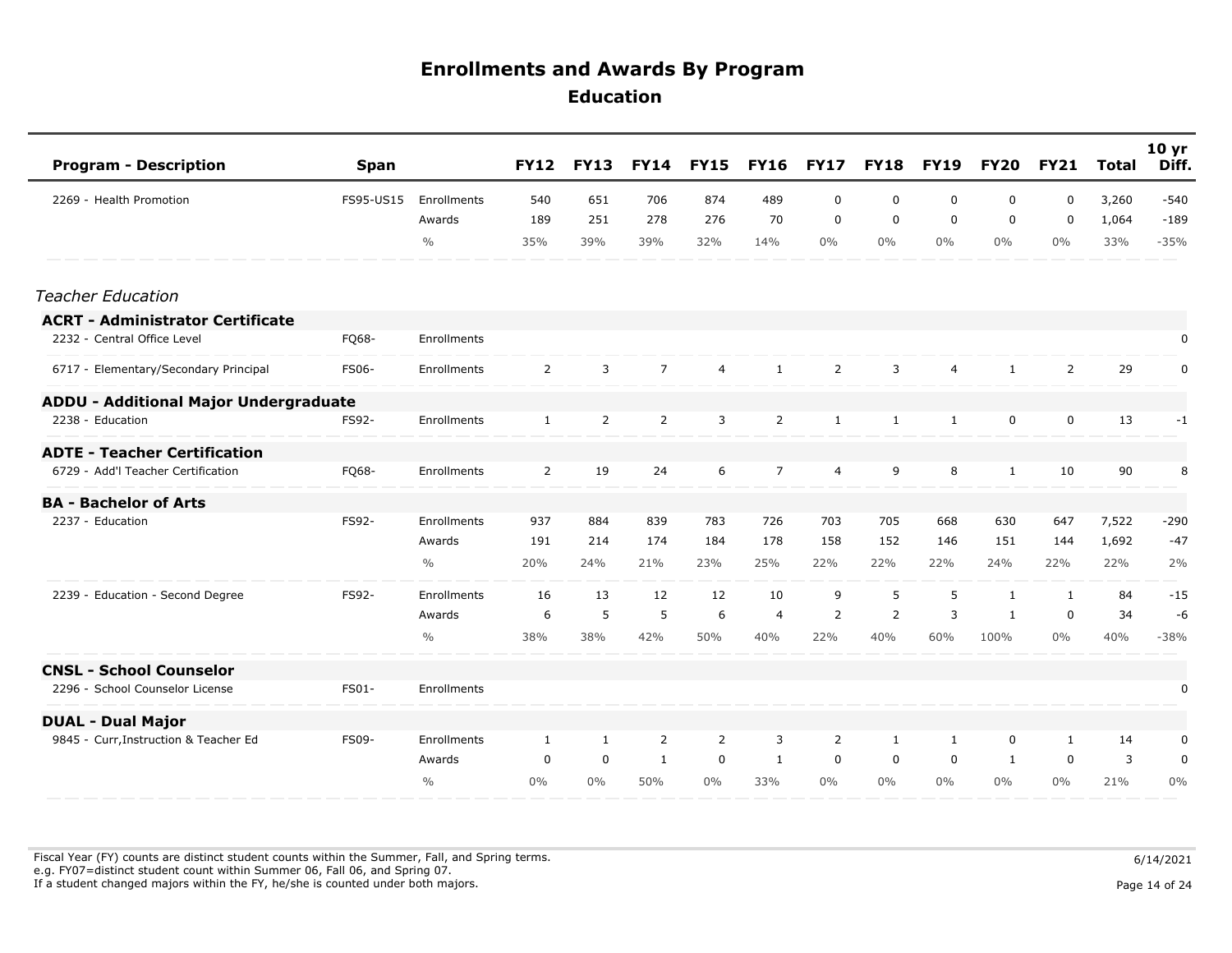# Enrollments and Awards By Program

## Education

| Program - Description | Span | | FY12 | FY13 | FY14 | FY15 | FY16 | FY17 | FY18 | FY19 | FY20 | FY21 | Total | 10 yr Diff. |
|---|---|---|---|---|---|---|---|---|---|---|---|---|---|---|
| 2269 - Health Promotion | FS95-US15 | Enrollments | 540 | 651 | 706 | 874 | 489 | 0 | 0 | 0 | 0 | 0 | 3,260 | -540 |
| | | Awards | 189 | 251 | 278 | 276 | 70 | 0 | 0 | 0 | 0 | 0 | 1,064 | -189 |
| | | % | 35% | 39% | 39% | 32% | 14% | 0% | 0% | 0% | 0% | 0% | 33% | -35% |
| *Teacher Education* | | | | | | | | | | | | | | |
| **ACRT - Administrator Certificate** | | | | | | | | | | | | | | |
| 2232 - Central Office Level | FQ68- | Enrollments | | | | | | | | | | | | 0 |
| 6717 - Elementary/Secondary Principal | FS06- | Enrollments | 2 | 3 | 7 | 4 | 1 | 2 | 3 | 4 | 1 | 2 | 29 | 0 |
| **ADDU - Additional Major Undergraduate** | | | | | | | | | | | | | | |
| 2238 - Education | FS92- | Enrollments | 1 | 2 | 2 | 3 | 2 | 1 | 1 | 1 | 0 | 0 | 13 | -1 |
| **ADTE - Teacher Certification** | | | | | | | | | | | | | | |
| 6729 - Add'l Teacher Certification | FQ68- | Enrollments | 2 | 19 | 24 | 6 | 7 | 4 | 9 | 8 | 1 | 10 | 90 | 8 |
| **BA - Bachelor of Arts** | | | | | | | | | | | | | | |
| 2237 - Education | FS92- | Enrollments | 937 | 884 | 839 | 783 | 726 | 703 | 705 | 668 | 630 | 647 | 7,522 | -290 |
| | | Awards | 191 | 214 | 174 | 184 | 178 | 158 | 152 | 146 | 151 | 144 | 1,692 | -47 |
| | | % | 20% | 24% | 21% | 23% | 25% | 22% | 22% | 22% | 24% | 22% | 22% | 2% |
| 2239 - Education - Second Degree | FS92- | Enrollments | 16 | 13 | 12 | 12 | 10 | 9 | 5 | 5 | 1 | 1 | 84 | -15 |
| | | Awards | 6 | 5 | 5 | 6 | 4 | 2 | 2 | 3 | 1 | 0 | 34 | -6 |
| | | % | 38% | 38% | 42% | 50% | 40% | 22% | 40% | 60% | 100% | 0% | 40% | -38% |
| **CNSL - School Counselor** | | | | | | | | | | | | | | |
| 2296 - School Counselor License | FS01- | Enrollments | | | | | | | | | | | | 0 |
| **DUAL - Dual Major** | | | | | | | | | | | | | | |
| 9845 - Curr,Instruction & Teacher Ed | FS09- | Enrollments | 1 | 1 | 2 | 2 | 3 | 2 | 1 | 1 | 0 | 1 | 14 | 0 |
| | | Awards | 0 | 0 | 1 | 0 | 1 | 0 | 0 | 0 | 1 | 0 | 3 | 0 |
| | | % | 0% | 0% | 50% | 0% | 33% | 0% | 0% | 0% | 0% | 0% | 21% | 0% |

Fiscal Year (FY) counts are distinct student counts within the Summer, Fall, and Spring terms.
e.g. FY07=distinct student count within Summer 06, Fall 06, and Spring 07.
If a student changed majors within the FY, he/she is counted under both majors.

6/14/2021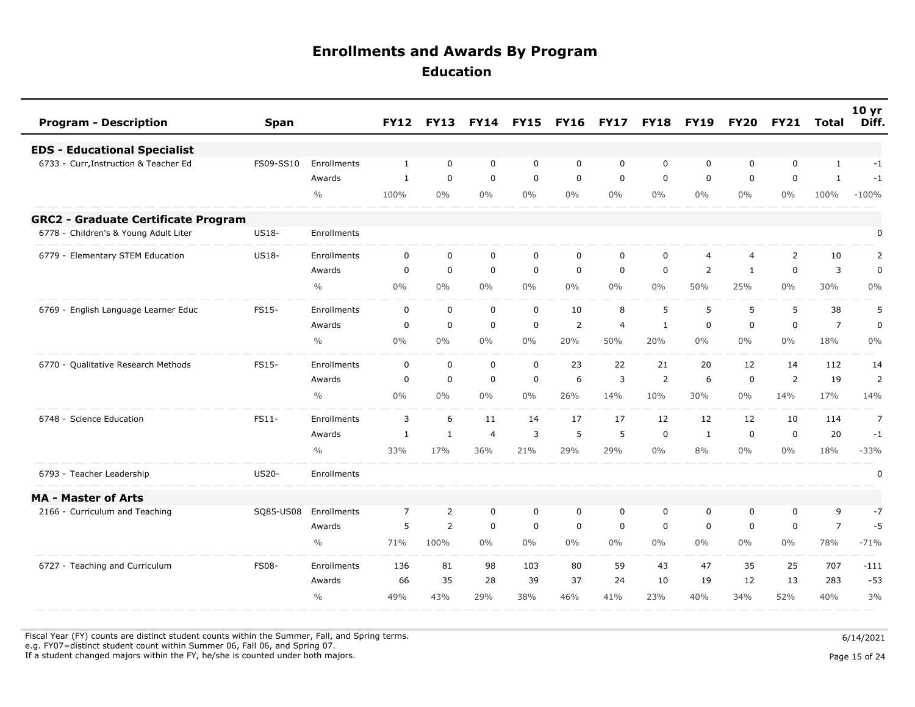# Enrollments and Awards By Program

## Education

| Program - Description | Span | | FY12 | FY13 | FY14 | FY15 | FY16 | FY17 | FY18 | FY19 | FY20 | FY21 | Total | 10 yr Diff. |
|---|---|---|---|---|---|---|---|---|---|---|---|---|---|---|
| **EDS - Educational Specialist** | | | | | | | | | | | | | | |
| 6733 - Curr,Instruction & Teacher Ed | FS09-SS10 | Enrollments | 1 | 0 | 0 | 0 | 0 | 0 | 0 | 0 | 0 | 0 | 1 | -1 |
| | | Awards | 1 | 0 | 0 | 0 | 0 | 0 | 0 | 0 | 0 | 0 | 1 | -1 |
| | | % | 100% | 0% | 0% | 0% | 0% | 0% | 0% | 0% | 0% | 0% | 100% | -100% |
| **GRC2 - Graduate Certificate Program** | | | | | | | | | | | | | | |
| 6778 - Children's & Young Adult Liter | US18- | Enrollments | | | | | | | | | | | | 0 |
| 6779 - Elementary STEM Education | US18- | Enrollments | 0 | 0 | 0 | 0 | 0 | 0 | 0 | 4 | 4 | 2 | 10 | 2 |
| | | Awards | 0 | 0 | 0 | 0 | 0 | 0 | 0 | 2 | 1 | 0 | 3 | 0 |
| | | % | 0% | 0% | 0% | 0% | 0% | 0% | 0% | 50% | 25% | 0% | 30% | 0% |
| 6769 - English Language Learner Educ | FS15- | Enrollments | 0 | 0 | 0 | 0 | 10 | 8 | 5 | 5 | 5 | 5 | 38 | 5 |
| | | Awards | 0 | 0 | 0 | 0 | 2 | 4 | 1 | 0 | 0 | 0 | 7 | 0 |
| | | % | 0% | 0% | 0% | 0% | 20% | 50% | 20% | 0% | 0% | 0% | 18% | 0% |
| 6770 - Qualitative Research Methods | FS15- | Enrollments | 0 | 0 | 0 | 0 | 23 | 22 | 21 | 20 | 12 | 14 | 112 | 14 |
| | | Awards | 0 | 0 | 0 | 0 | 6 | 3 | 2 | 6 | 0 | 2 | 19 | 2 |
| | | % | 0% | 0% | 0% | 0% | 26% | 14% | 10% | 30% | 0% | 14% | 17% | 14% |
| 6748 - Science Education | FS11- | Enrollments | 3 | 6 | 11 | 14 | 17 | 17 | 12 | 12 | 12 | 10 | 114 | 7 |
| | | Awards | 1 | 1 | 4 | 3 | 5 | 5 | 0 | 1 | 0 | 0 | 20 | -1 |
| | | % | 33% | 17% | 36% | 21% | 29% | 29% | 0% | 8% | 0% | 0% | 18% | -33% |
| 6793 - Teacher Leadership | US20- | Enrollments | | | | | | | | | | | | 0 |
| **MA - Master of Arts** | | | | | | | | | | | | | | |
| 2166 - Curriculum and Teaching | SQ85-US08 | Enrollments | 7 | 2 | 0 | 0 | 0 | 0 | 0 | 0 | 0 | 0 | 9 | -7 |
| | | Awards | 5 | 2 | 0 | 0 | 0 | 0 | 0 | 0 | 0 | 0 | 7 | -5 |
| | | % | 71% | 100% | 0% | 0% | 0% | 0% | 0% | 0% | 0% | 0% | 78% | -71% |
| 6727 - Teaching and Curriculum | FS08- | Enrollments | 136 | 81 | 98 | 103 | 80 | 59 | 43 | 47 | 35 | 25 | 707 | -111 |
| | | Awards | 66 | 35 | 28 | 39 | 37 | 24 | 10 | 19 | 12 | 13 | 283 | -53 |
| | | % | 49% | 43% | 29% | 38% | 46% | 41% | 23% | 40% | 34% | 52% | 40% | 3% |

Fiscal Year (FY) counts are distinct student counts within the Summer, Fall, and Spring terms.
e.g. FY07=distinct student count within Summer 06, Fall 06, and Spring 07.
If a student changed majors within the FY, he/she is counted under both majors.

6/14/2021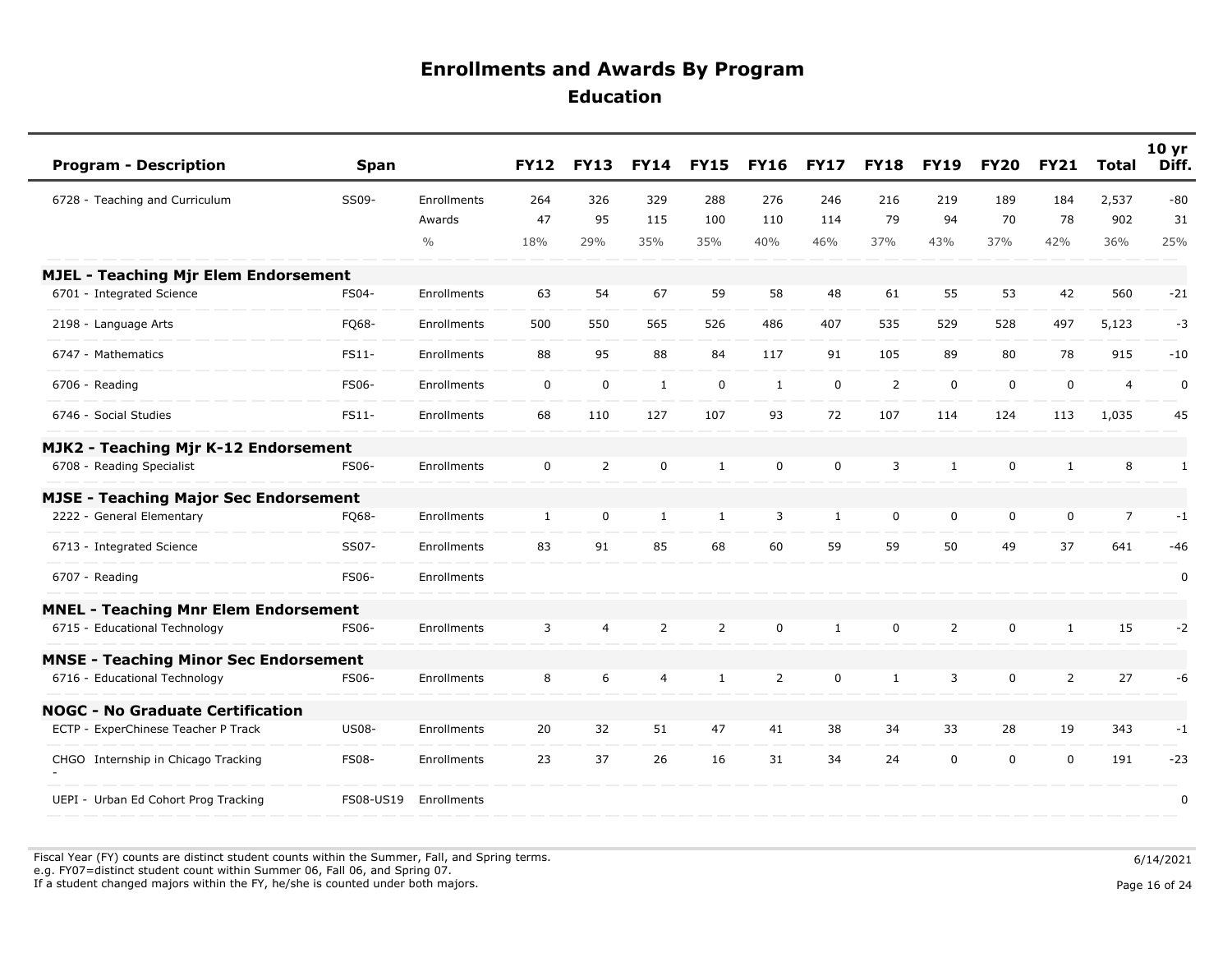# Enrollments and Awards By Program

## Education

| Program - Description | Span | | FY12 | FY13 | FY14 | FY15 | FY16 | FY17 | FY18 | FY19 | FY20 | FY21 | Total | 10 yr Diff. |
|---|---|---|---|---|---|---|---|---|---|---|---|---|---|---|
| 6728 - Teaching and Curriculum | SS09- | Enrollments | 264 | 326 | 329 | 288 | 276 | 246 | 216 | 219 | 189 | 184 | 2,537 | -80 |
| | | Awards | 47 | 95 | 115 | 100 | 110 | 114 | 79 | 94 | 70 | 78 | 902 | 31 |
| | | % | 18% | 29% | 35% | 35% | 40% | 46% | 37% | 43% | 37% | 42% | 36% | 25% |
| **MJEL - Teaching Mjr Elem Endorsement** | | | | | | | | | | | | | | |
| 6701 - Integrated Science | FS04- | Enrollments | 63 | 54 | 67 | 59 | 58 | 48 | 61 | 55 | 53 | 42 | 560 | -21 |
| 2198 - Language Arts | FQ68- | Enrollments | 500 | 550 | 565 | 526 | 486 | 407 | 535 | 529 | 528 | 497 | 5,123 | -3 |
| 6747 - Mathematics | FS11- | Enrollments | 88 | 95 | 88 | 84 | 117 | 91 | 105 | 89 | 80 | 78 | 915 | -10 |
| 6706 - Reading | FS06- | Enrollments | 0 | 0 | 1 | 0 | 1 | 0 | 2 | 0 | 0 | 0 | 4 | 0 |
| 6746 - Social Studies | FS11- | Enrollments | 68 | 110 | 127 | 107 | 93 | 72 | 107 | 114 | 124 | 113 | 1,035 | 45 |
| **MJK2 - Teaching Mjr K-12 Endorsement** | | | | | | | | | | | | | | |
| 6708 - Reading Specialist | FS06- | Enrollments | 0 | 2 | 0 | 1 | 0 | 0 | 3 | 1 | 0 | 1 | 8 | 1 |
| **MJSE - Teaching Major Sec Endorsement** | | | | | | | | | | | | | | |
| 2222 - General Elementary | FQ68- | Enrollments | 1 | 0 | 1 | 1 | 3 | 1 | 0 | 0 | 0 | 0 | 7 | -1 |
| 6713 - Integrated Science | SS07- | Enrollments | 83 | 91 | 85 | 68 | 60 | 59 | 59 | 50 | 49 | 37 | 641 | -46 |
| 6707 - Reading | FS06- | Enrollments | | | | | | | | | | | | 0 |
| **MNEL - Teaching Mnr Elem Endorsement** | | | | | | | | | | | | | | |
| 6715 - Educational Technology | FS06- | Enrollments | 3 | 4 | 2 | 2 | 0 | 1 | 0 | 2 | 0 | 1 | 15 | -2 |
| **MNSE - Teaching Minor Sec Endorsement** | | | | | | | | | | | | | | |
| 6716 - Educational Technology | FS06- | Enrollments | 8 | 6 | 4 | 1 | 2 | 0 | 1 | 3 | 0 | 2 | 27 | -6 |
| **NOGC - No Graduate Certification** | | | | | | | | | | | | | | |
| ECTP - ExperChinese Teacher P Track | US08- | Enrollments | 20 | 32 | 51 | 47 | 41 | 38 | 34 | 33 | 28 | 19 | 343 | -1 |
| CHGO - Internship in Chicago Tracking | FS08- | Enrollments | 23 | 37 | 26 | 16 | 31 | 34 | 24 | 0 | 0 | 0 | 191 | -23 |
| UEPI - Urban Ed Cohort Prog Tracking | FS08-US19 | Enrollments | | | | | | | | | | | | 0 |

Fiscal Year (FY) counts are distinct student counts within the Summer, Fall, and Spring terms.
e.g. FY07=distinct student count within Summer 06, Fall 06, and Spring 07.
If a student changed majors within the FY, he/she is counted under both majors.

6/14/2021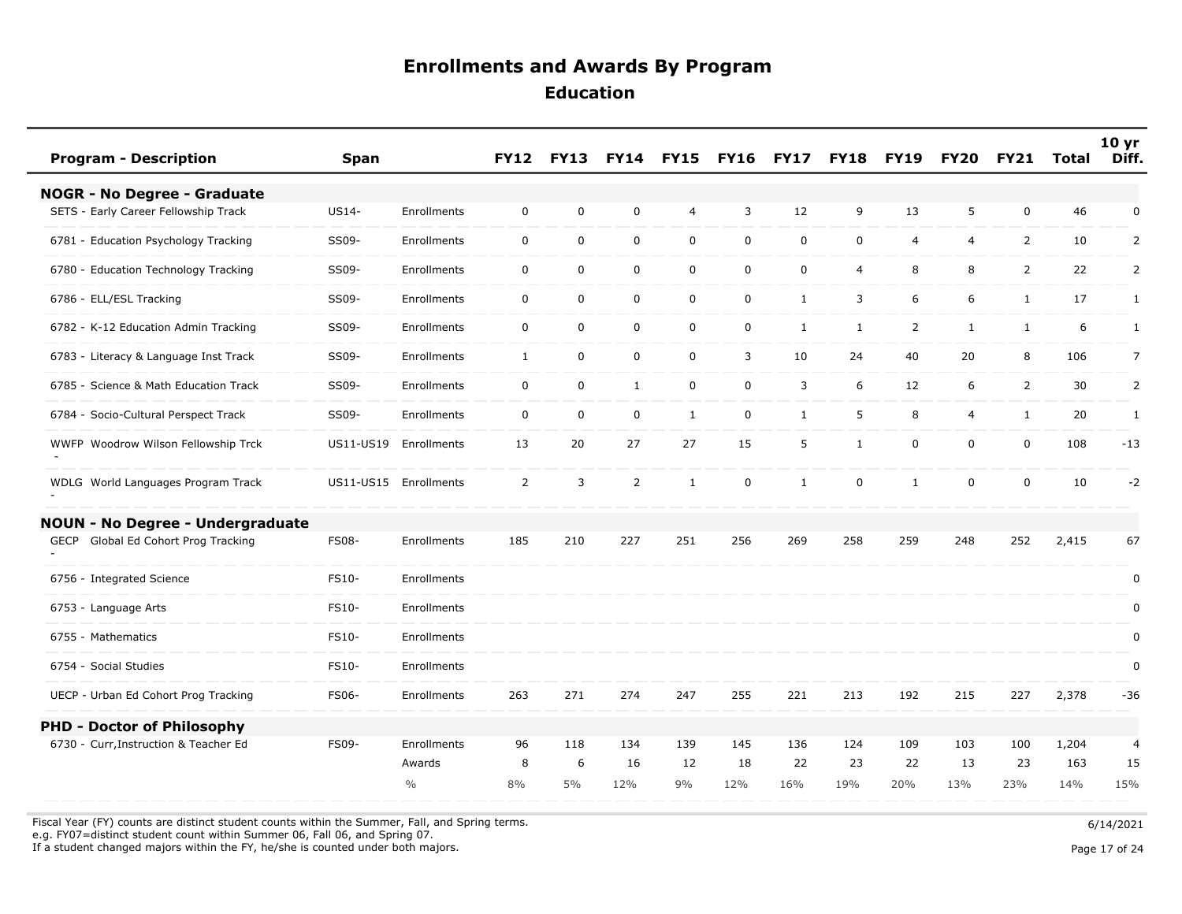# Enrollments and Awards By Program

## Education

| Program - Description | Span | | FY12 | FY13 | FY14 | FY15 | FY16 | FY17 | FY18 | FY19 | FY20 | FY21 | Total | 10 yr Diff. |
|---|---|---|---|---|---|---|---|---|---|---|---|---|---|---|
| **NOGR - No Degree - Graduate** | | | | | | | | | | | | | | |
| SETS - Early Career Fellowship Track | US14- | Enrollments | 0 | 0 | 0 | 4 | 3 | 12 | 9 | 13 | 5 | 0 | 46 | 0 |
| 6781 - Education Psychology Tracking | SS09- | Enrollments | 0 | 0 | 0 | 0 | 0 | 0 | 0 | 4 | 4 | 2 | 10 | 2 |
| 6780 - Education Technology Tracking | SS09- | Enrollments | 0 | 0 | 0 | 0 | 0 | 0 | 4 | 8 | 8 | 2 | 22 | 2 |
| 6786 - ELL/ESL Tracking | SS09- | Enrollments | 0 | 0 | 0 | 0 | 0 | 1 | 3 | 6 | 6 | 1 | 17 | 1 |
| 6782 - K-12 Education Admin Tracking | SS09- | Enrollments | 0 | 0 | 0 | 0 | 0 | 1 | 1 | 2 | 1 | 1 | 6 | 1 |
| 6783 - Literacy & Language Inst Track | SS09- | Enrollments | 1 | 0 | 0 | 0 | 3 | 10 | 24 | 40 | 20 | 8 | 106 | 7 |
| 6785 - Science & Math Education Track | SS09- | Enrollments | 0 | 0 | 1 | 0 | 0 | 3 | 6 | 12 | 6 | 2 | 30 | 2 |
| 6784 - Socio-Cultural Perspect Track | SS09- | Enrollments | 0 | 0 | 0 | 1 | 0 | 1 | 5 | 8 | 4 | 1 | 20 | 1 |
| WWFP - Woodrow Wilson Fellowship Trck | US11-US19 | Enrollments | 13 | 20 | 27 | 27 | 15 | 5 | 1 | 0 | 0 | 0 | 108 | -13 |
| WDLG - World Languages Program Track | US11-US15 | Enrollments | 2 | 3 | 2 | 1 | 0 | 1 | 0 | 1 | 0 | 0 | 10 | -2 |
| **NOUN - No Degree - Undergraduate** | | | | | | | | | | | | | | |
| GECP - Global Ed Cohort Prog Tracking | FS08- | Enrollments | 185 | 210 | 227 | 251 | 256 | 269 | 258 | 259 | 248 | 252 | 2,415 | 67 |
| 6756 - Integrated Science | FS10- | Enrollments | | | | | | | | | | | | 0 |
| 6753 - Language Arts | FS10- | Enrollments | | | | | | | | | | | | 0 |
| 6755 - Mathematics | FS10- | Enrollments | | | | | | | | | | | | 0 |
| 6754 - Social Studies | FS10- | Enrollments | | | | | | | | | | | | 0 |
| UECP - Urban Ed Cohort Prog Tracking | FS06- | Enrollments | 263 | 271 | 274 | 247 | 255 | 221 | 213 | 192 | 215 | 227 | 2,378 | -36 |
| **PHD - Doctor of Philosophy** | | | | | | | | | | | | | | |
| 6730 - Curr,Instruction & Teacher Ed | FS09- | Enrollments | 96 | 118 | 134 | 139 | 145 | 136 | 124 | 109 | 103 | 100 | 1,204 | 4 |
| | | Awards | 8 | 6 | 16 | 12 | 18 | 22 | 23 | 22 | 13 | 23 | 163 | 15 |
| | | % | 8% | 5% | 12% | 9% | 12% | 16% | 19% | 20% | 13% | 23% | 14% | 15% |

Fiscal Year (FY) counts are distinct student counts within the Summer, Fall, and Spring terms.
e.g. FY07=distinct student count within Summer 06, Fall 06, and Spring 07.
If a student changed majors within the FY, he/she is counted under both majors.

6/14/2021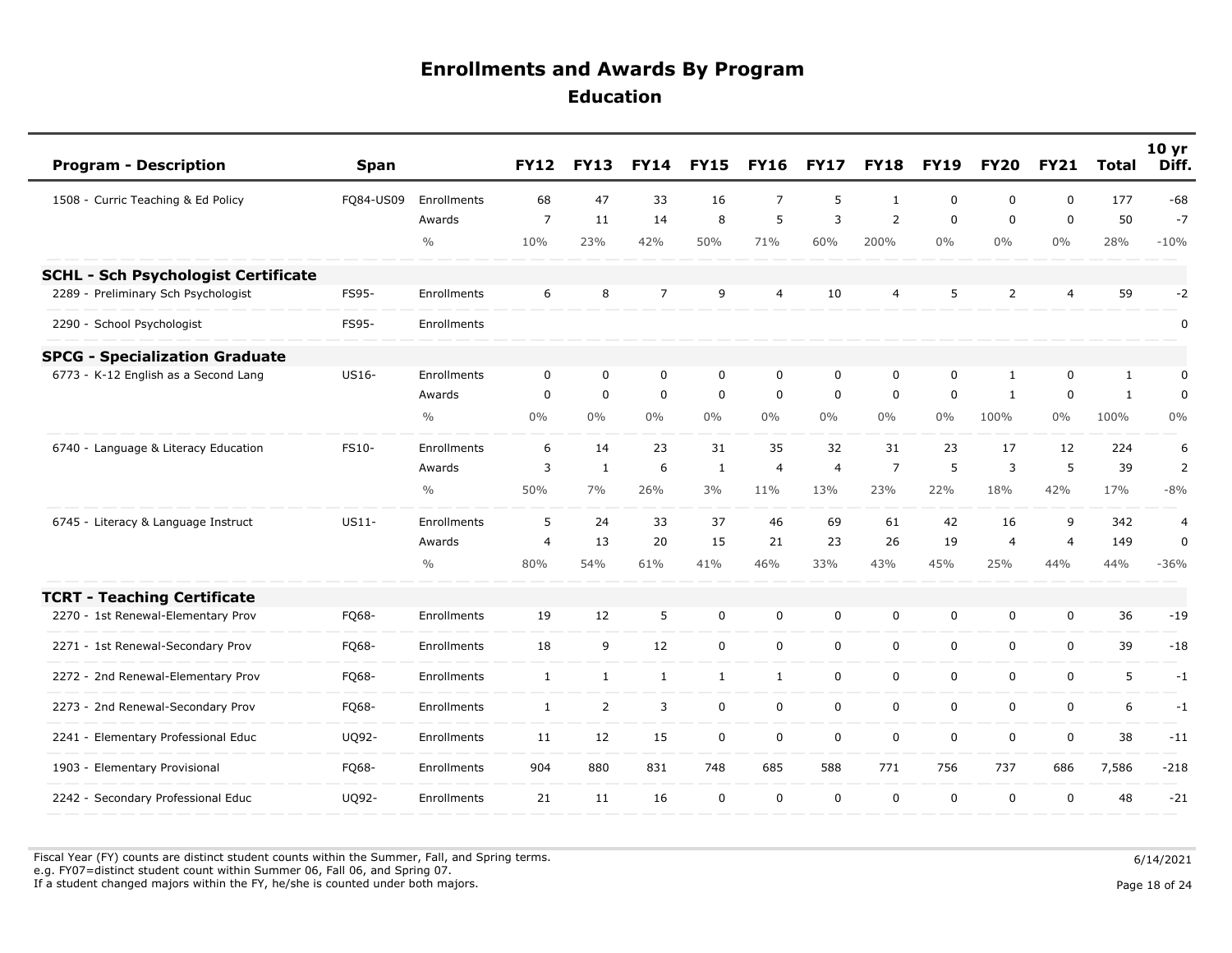# Enrollments and Awards By Program

## Education

| Program - Description | Span | | FY12 | FY13 | FY14 | FY15 | FY16 | FY17 | FY18 | FY19 | FY20 | FY21 | Total | 10 yr Diff. |
|---|---|---|---|---|---|---|---|---|---|---|---|---|---|---|
| 1508 - Curric Teaching & Ed Policy | FQ84-US09 | Enrollments | 68 | 47 | 33 | 16 | 7 | 5 | 1 | 0 | 0 | 0 | 177 | -68 |
| | | Awards | 7 | 11 | 14 | 8 | 5 | 3 | 2 | 0 | 0 | 0 | 50 | -7 |
| | | % | 10% | 23% | 42% | 50% | 71% | 60% | 200% | 0% | 0% | 0% | 28% | -10% |
| **SCHL - Sch Psychologist Certificate** | | | | | | | | | | | | | | |
| 2289 - Preliminary Sch Psychologist | FS95- | Enrollments | 6 | 8 | 7 | 9 | 4 | 10 | 4 | 5 | 2 | 4 | 59 | -2 |
| 2290 - School Psychologist | FS95- | Enrollments | | | | | | | | | | | | 0 |
| **SPCG - Specialization Graduate** | | | | | | | | | | | | | | |
| 6773 - K-12 English as a Second Lang | US16- | Enrollments | 0 | 0 | 0 | 0 | 0 | 0 | 0 | 0 | 1 | 0 | 1 | 0 |
| | | Awards | 0 | 0 | 0 | 0 | 0 | 0 | 0 | 0 | 1 | 0 | 1 | 0 |
| | | % | 0% | 0% | 0% | 0% | 0% | 0% | 0% | 0% | 100% | 0% | 100% | 0% |
| 6740 - Language & Literacy Education | FS10- | Enrollments | 6 | 14 | 23 | 31 | 35 | 32 | 31 | 23 | 17 | 12 | 224 | 6 |
| | | Awards | 3 | 1 | 6 | 1 | 4 | 4 | 7 | 5 | 3 | 5 | 39 | 2 |
| | | % | 50% | 7% | 26% | 3% | 11% | 13% | 23% | 22% | 18% | 42% | 17% | -8% |
| 6745 - Literacy & Language Instruct | US11- | Enrollments | 5 | 24 | 33 | 37 | 46 | 69 | 61 | 42 | 16 | 9 | 342 | 4 |
| | | Awards | 4 | 13 | 20 | 15 | 21 | 23 | 26 | 19 | 4 | 4 | 149 | 0 |
| | | % | 80% | 54% | 61% | 41% | 46% | 33% | 43% | 45% | 25% | 44% | 44% | -36% |
| **TCRT - Teaching Certificate** | | | | | | | | | | | | | | |
| 2270 - 1st Renewal-Elementary Prov | FQ68- | Enrollments | 19 | 12 | 5 | 0 | 0 | 0 | 0 | 0 | 0 | 0 | 36 | -19 |
| 2271 - 1st Renewal-Secondary Prov | FQ68- | Enrollments | 18 | 9 | 12 | 0 | 0 | 0 | 0 | 0 | 0 | 0 | 39 | -18 |
| 2272 - 2nd Renewal-Elementary Prov | FQ68- | Enrollments | 1 | 1 | 1 | 1 | 1 | 0 | 0 | 0 | 0 | 0 | 5 | -1 |
| 2273 - 2nd Renewal-Secondary Prov | FQ68- | Enrollments | 1 | 2 | 3 | 0 | 0 | 0 | 0 | 0 | 0 | 0 | 6 | -1 |
| 2241 - Elementary Professional Educ | UQ92- | Enrollments | 11 | 12 | 15 | 0 | 0 | 0 | 0 | 0 | 0 | 0 | 38 | -11 |
| 1903 - Elementary Provisional | FQ68- | Enrollments | 904 | 880 | 831 | 748 | 685 | 588 | 771 | 756 | 737 | 686 | 7,586 | -218 |
| 2242 - Secondary Professional Educ | UQ92- | Enrollments | 21 | 11 | 16 | 0 | 0 | 0 | 0 | 0 | 0 | 0 | 48 | -21 |

Fiscal Year (FY) counts are distinct student counts within the Summer, Fall, and Spring terms.
e.g. FY07=distinct student count within Summer 06, Fall 06, and Spring 07.
If a student changed majors within the FY, he/she is counted under both majors.

6/14/2021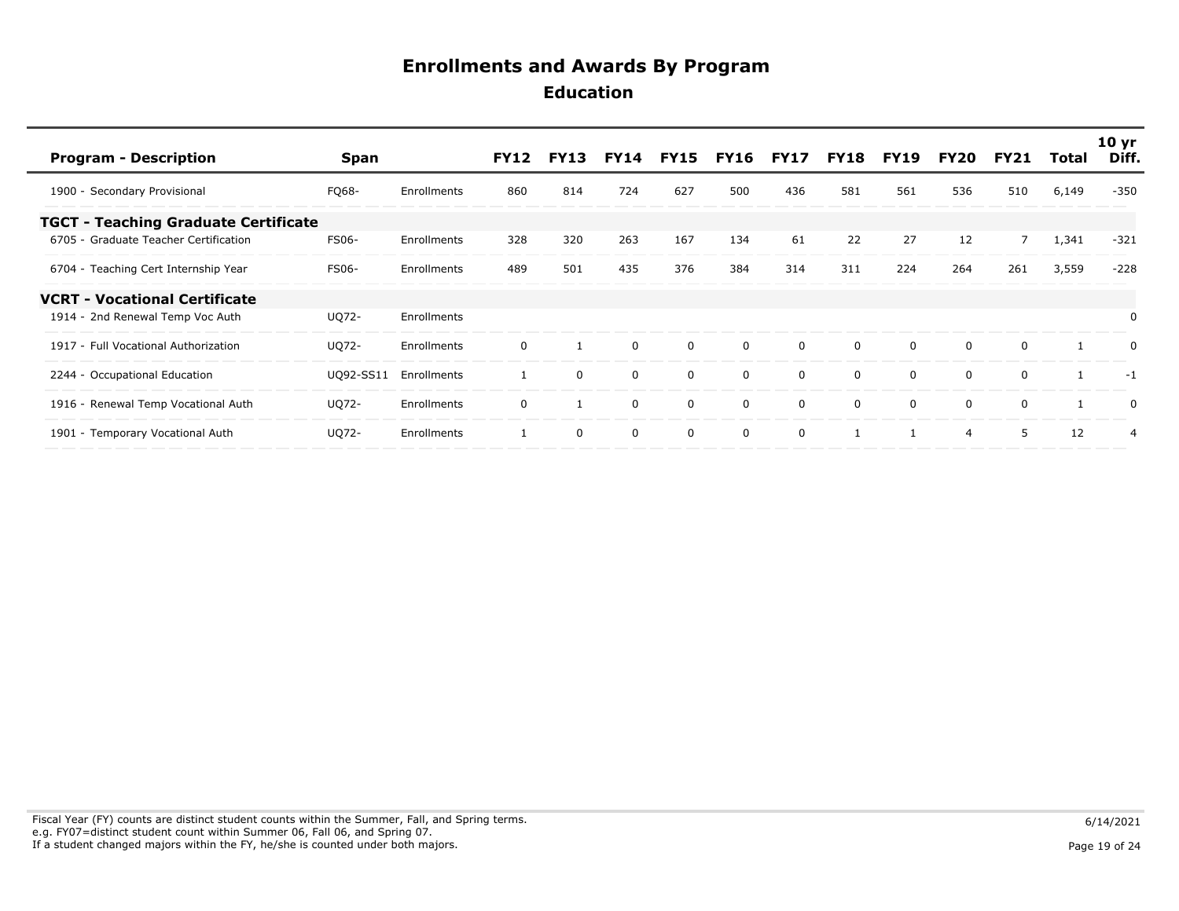# Enrollments and Awards By Program

## Education

| Program - Description | Span | | FY12 | FY13 | FY14 | FY15 | FY16 | FY17 | FY18 | FY19 | FY20 | FY21 | Total | 10 yr Diff. |
|---|---|---|---|---|---|---|---|---|---|---|---|---|---|---|
| 1900 - Secondary Provisional | FQ68- | Enrollments | 860 | 814 | 724 | 627 | 500 | 436 | 581 | 561 | 536 | 510 | 6,149 | -350 |
| **TGCT - Teaching Graduate Certificate** | | | | | | | | | | | | | | |
| 6705 - Graduate Teacher Certification | FS06- | Enrollments | 328 | 320 | 263 | 167 | 134 | 61 | 22 | 27 | 12 | 7 | 1,341 | -321 |
| 6704 - Teaching Cert Internship Year | FS06- | Enrollments | 489 | 501 | 435 | 376 | 384 | 314 | 311 | 224 | 264 | 261 | 3,559 | -228 |
| **VCRT - Vocational Certificate** | | | | | | | | | | | | | | |
| 1914 - 2nd Renewal Temp Voc Auth | UQ72- | Enrollments | | | | | | | | | | | | 0 |
| 1917 - Full Vocational Authorization | UQ72- | Enrollments | 0 | 1 | 0 | 0 | 0 | 0 | 0 | 0 | 0 | 0 | 1 | 0 |
| 2244 - Occupational Education | UQ92-SS11 | Enrollments | 1 | 0 | 0 | 0 | 0 | 0 | 0 | 0 | 0 | 0 | 1 | -1 |
| 1916 - Renewal Temp Vocational Auth | UQ72- | Enrollments | 0 | 1 | 0 | 0 | 0 | 0 | 0 | 0 | 0 | 0 | 1 | 0 |
| 1901 - Temporary Vocational Auth | UQ72- | Enrollments | 1 | 0 | 0 | 0 | 0 | 0 | 1 | 1 | 4 | 5 | 12 | 4 |

Fiscal Year (FY) counts are distinct student counts within the Summer, Fall, and Spring terms.
e.g. FY07=distinct student count within Summer 06, Fall 06, and Spring 07.
If a student changed majors within the FY, he/she is counted under both majors.

6/14/2021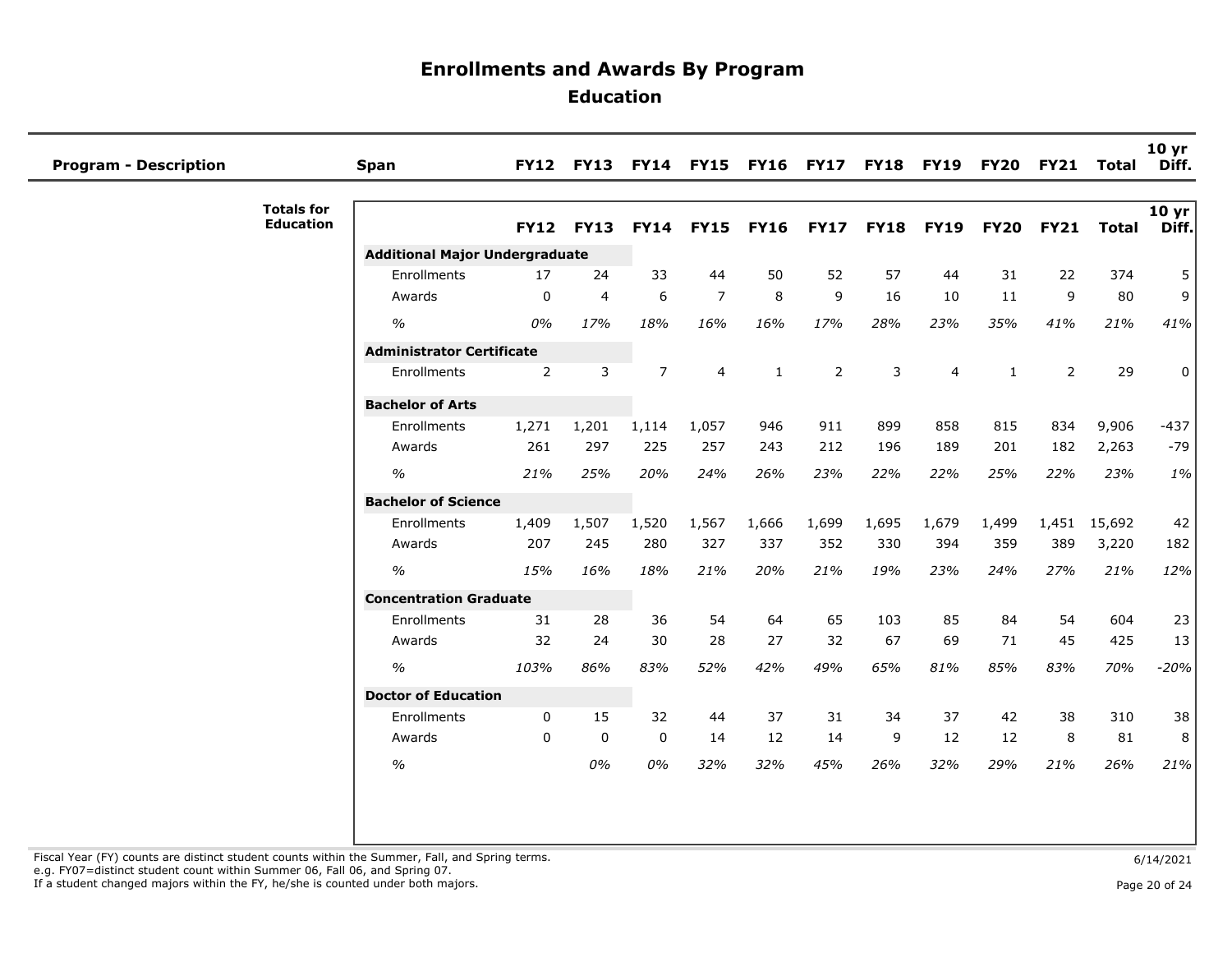# Enrollments and Awards By Program

## Education

| Program - Description | Span | FY12 | FY13 | FY14 | FY15 | FY16 | FY17 | FY18 | FY19 | FY20 | FY21 | Total | 10 yr Diff. |
|---|---|---|---|---|---|---|---|---|---|---|---|---|---|

**Totals for Education**

| | FY12 | FY13 | FY14 | FY15 | FY16 | FY17 | FY18 | FY19 | FY20 | FY21 | Total | 10 yr Diff. |
|---|---|---|---|---|---|---|---|---|---|---|---|---|
| **Additional Major Undergraduate** | | | | | | | | | | | | |
| Enrollments | 17 | 24 | 33 | 44 | 50 | 52 | 57 | 44 | 31 | 22 | 374 | 5 |
| Awards | 0 | 4 | 6 | 7 | 8 | 9 | 16 | 10 | 11 | 9 | 80 | 9 |
| *%* | *0%* | *17%* | *18%* | *16%* | *16%* | *17%* | *28%* | *23%* | *35%* | *41%* | *21%* | *41%* |
| **Administrator Certificate** | | | | | | | | | | | | |
| Enrollments | 2 | 3 | 7 | 4 | 1 | 2 | 3 | 4 | 1 | 2 | 29 | 0 |
| **Bachelor of Arts** | | | | | | | | | | | | |
| Enrollments | 1,271 | 1,201 | 1,114 | 1,057 | 946 | 911 | 899 | 858 | 815 | 834 | 9,906 | -437 |
| Awards | 261 | 297 | 225 | 257 | 243 | 212 | 196 | 189 | 201 | 182 | 2,263 | -79 |
| *%* | *21%* | *25%* | *20%* | *24%* | *26%* | *23%* | *22%* | *22%* | *25%* | *22%* | *23%* | *1%* |
| **Bachelor of Science** | | | | | | | | | | | | |
| Enrollments | 1,409 | 1,507 | 1,520 | 1,567 | 1,666 | 1,699 | 1,695 | 1,679 | 1,499 | 1,451 | 15,692 | 42 |
| Awards | 207 | 245 | 280 | 327 | 337 | 352 | 330 | 394 | 359 | 389 | 3,220 | 182 |
| *%* | *15%* | *16%* | *18%* | *21%* | *20%* | *21%* | *19%* | *23%* | *24%* | *27%* | *21%* | *12%* |
| **Concentration Graduate** | | | | | | | | | | | | |
| Enrollments | 31 | 28 | 36 | 54 | 64 | 65 | 103 | 85 | 84 | 54 | 604 | 23 |
| Awards | 32 | 24 | 30 | 28 | 27 | 32 | 67 | 69 | 71 | 45 | 425 | 13 |
| *%* | *103%* | *86%* | *83%* | *52%* | *42%* | *49%* | *65%* | *81%* | *85%* | *83%* | *70%* | *-20%* |
| **Doctor of Education** | | | | | | | | | | | | |
| Enrollments | 0 | 15 | 32 | 44 | 37 | 31 | 34 | 37 | 42 | 38 | 310 | 38 |
| Awards | 0 | 0 | 0 | 14 | 12 | 14 | 9 | 12 | 12 | 8 | 81 | 8 |
| *%* | | *0%* | *0%* | *32%* | *32%* | *45%* | *26%* | *32%* | *29%* | *21%* | *26%* | *21%* |

Fiscal Year (FY) counts are distinct student counts within the Summer, Fall, and Spring terms.
e.g. FY07=distinct student count within Summer 06, Fall 06, and Spring 07.
If a student changed majors within the FY, he/she is counted under both majors.

6/14/2021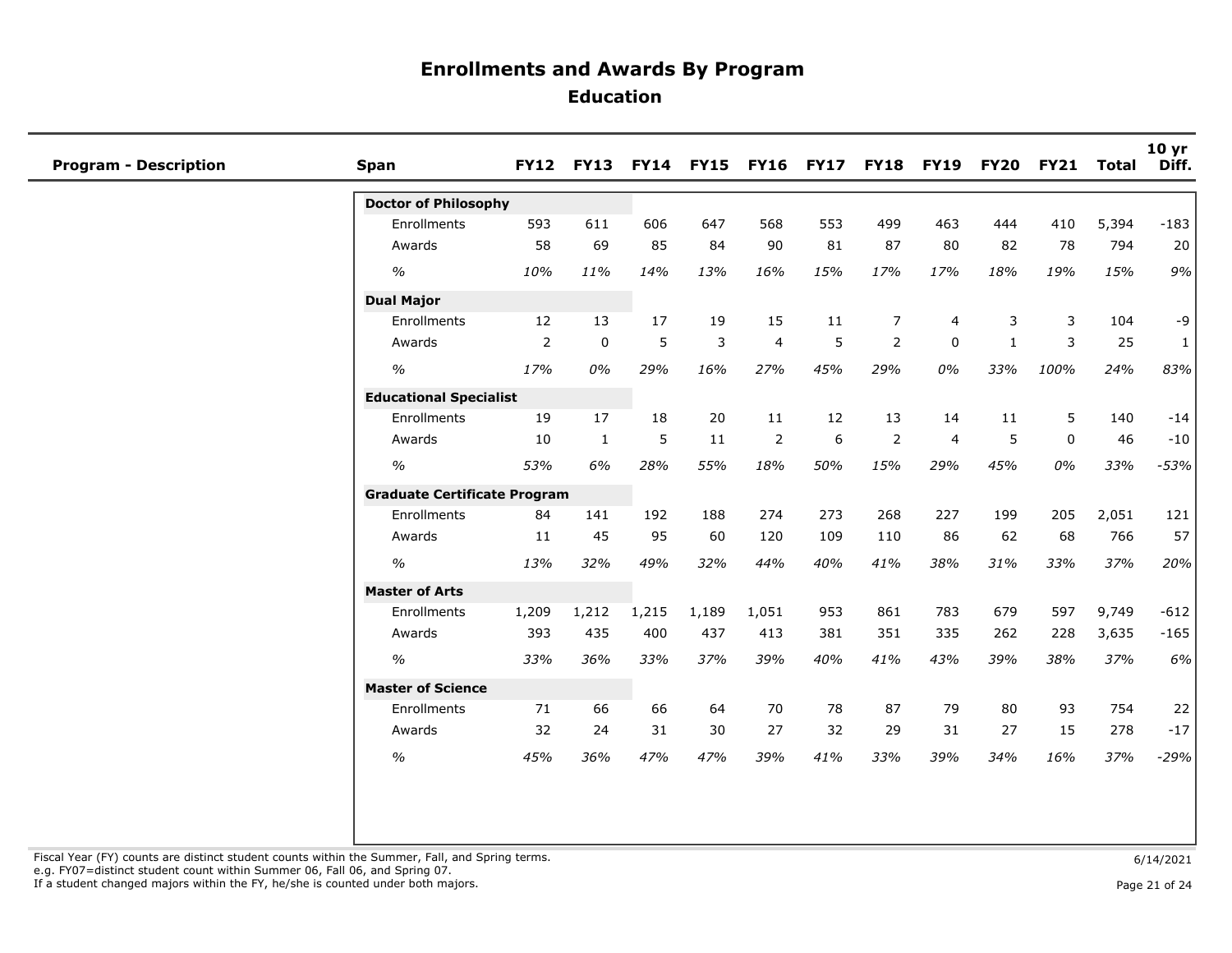# Enrollments and Awards By Program

## Education

| Program - Description | Span | FY12 | FY13 | FY14 | FY15 | FY16 | FY17 | FY18 | FY19 | FY20 | FY21 | Total | 10 yr Diff. |
|---|---|---|---|---|---|---|---|---|---|---|---|---|---|
| | **Doctor of Philosophy** | | | | | | | | | | | | |
| | Enrollments | 593 | 611 | 606 | 647 | 568 | 553 | 499 | 463 | 444 | 410 | 5,394 | -183 |
| | Awards | 58 | 69 | 85 | 84 | 90 | 81 | 87 | 80 | 82 | 78 | 794 | 20 |
| | *%* | *10%* | *11%* | *14%* | *13%* | *16%* | *15%* | *17%* | *17%* | *18%* | *19%* | *15%* | *9%* |
| | **Dual Major** | | | | | | | | | | | | |
| | Enrollments | 12 | 13 | 17 | 19 | 15 | 11 | 7 | 4 | 3 | 3 | 104 | -9 |
| | Awards | 2 | 0 | 5 | 3 | 4 | 5 | 2 | 0 | 1 | 3 | 25 | 1 |
| | *%* | *17%* | *0%* | *29%* | *16%* | *27%* | *45%* | *29%* | *0%* | *33%* | *100%* | *24%* | *83%* |
| | **Educational Specialist** | | | | | | | | | | | | |
| | Enrollments | 19 | 17 | 18 | 20 | 11 | 12 | 13 | 14 | 11 | 5 | 140 | -14 |
| | Awards | 10 | 1 | 5 | 11 | 2 | 6 | 2 | 4 | 5 | 0 | 46 | -10 |
| | *%* | *53%* | *6%* | *28%* | *55%* | *18%* | *50%* | *15%* | *29%* | *45%* | *0%* | *33%* | *-53%* |
| | **Graduate Certificate Program** | | | | | | | | | | | | |
| | Enrollments | 84 | 141 | 192 | 188 | 274 | 273 | 268 | 227 | 199 | 205 | 2,051 | 121 |
| | Awards | 11 | 45 | 95 | 60 | 120 | 109 | 110 | 86 | 62 | 68 | 766 | 57 |
| | *%* | *13%* | *32%* | *49%* | *32%* | *44%* | *40%* | *41%* | *38%* | *31%* | *33%* | *37%* | *20%* |
| | **Master of Arts** | | | | | | | | | | | | |
| | Enrollments | 1,209 | 1,212 | 1,215 | 1,189 | 1,051 | 953 | 861 | 783 | 679 | 597 | 9,749 | -612 |
| | Awards | 393 | 435 | 400 | 437 | 413 | 381 | 351 | 335 | 262 | 228 | 3,635 | -165 |
| | *%* | *33%* | *36%* | *33%* | *37%* | *39%* | *40%* | *41%* | *43%* | *39%* | *38%* | *37%* | *6%* |
| | **Master of Science** | | | | | | | | | | | | |
| | Enrollments | 71 | 66 | 66 | 64 | 70 | 78 | 87 | 79 | 80 | 93 | 754 | 22 |
| | Awards | 32 | 24 | 31 | 30 | 27 | 32 | 29 | 31 | 27 | 15 | 278 | -17 |
| | *%* | *45%* | *36%* | *47%* | *47%* | *39%* | *41%* | *33%* | *39%* | *34%* | *16%* | *37%* | *-29%* |

Fiscal Year (FY) counts are distinct student counts within the Summer, Fall, and Spring terms.
e.g. FY07=distinct student count within Summer 06, Fall 06, and Spring 07.
If a student changed majors within the FY, he/she is counted under both majors.

6/14/2021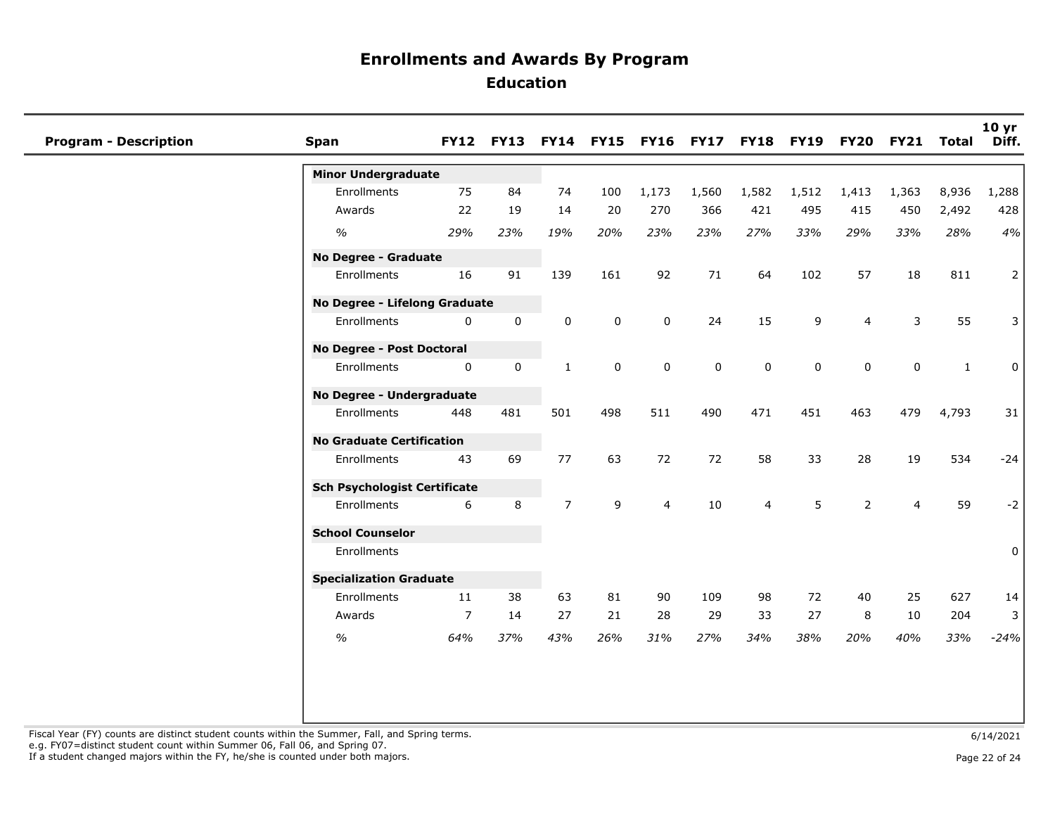# Enrollments and Awards By Program

## Education

| Program - Description | Span | FY12 | FY13 | FY14 | FY15 | FY16 | FY17 | FY18 | FY19 | FY20 | FY21 | Total | 10 yr Diff. |
|---|---|---|---|---|---|---|---|---|---|---|---|---|---|
| | **Minor Undergraduate** | | | | | | | | | | | | |
| | Enrollments | 75 | 84 | 74 | 100 | 1,173 | 1,560 | 1,582 | 1,512 | 1,413 | 1,363 | 8,936 | 1,288 |
| | Awards | 22 | 19 | 14 | 20 | 270 | 366 | 421 | 495 | 415 | 450 | 2,492 | 428 |
| | *%* | *29%* | *23%* | *19%* | *20%* | *23%* | *23%* | *27%* | *33%* | *29%* | *33%* | *28%* | *4%* |
| | **No Degree - Graduate** | | | | | | | | | | | | |
| | Enrollments | 16 | 91 | 139 | 161 | 92 | 71 | 64 | 102 | 57 | 18 | 811 | 2 |
| | **No Degree - Lifelong Graduate** | | | | | | | | | | | | |
| | Enrollments | 0 | 0 | 0 | 0 | 0 | 24 | 15 | 9 | 4 | 3 | 55 | 3 |
| | **No Degree - Post Doctoral** | | | | | | | | | | | | |
| | Enrollments | 0 | 0 | 1 | 0 | 0 | 0 | 0 | 0 | 0 | 0 | 1 | 0 |
| | **No Degree - Undergraduate** | | | | | | | | | | | | |
| | Enrollments | 448 | 481 | 501 | 498 | 511 | 490 | 471 | 451 | 463 | 479 | 4,793 | 31 |
| | **No Graduate Certification** | | | | | | | | | | | | |
| | Enrollments | 43 | 69 | 77 | 63 | 72 | 72 | 58 | 33 | 28 | 19 | 534 | -24 |
| | **Sch Psychologist Certificate** | | | | | | | | | | | | |
| | Enrollments | 6 | 8 | 7 | 9 | 4 | 10 | 4 | 5 | 2 | 4 | 59 | -2 |
| | **School Counselor** | | | | | | | | | | | | |
| | Enrollments | | | | | | | | | | | | 0 |
| | **Specialization Graduate** | | | | | | | | | | | | |
| | Enrollments | 11 | 38 | 63 | 81 | 90 | 109 | 98 | 72 | 40 | 25 | 627 | 14 |
| | Awards | 7 | 14 | 27 | 21 | 28 | 29 | 33 | 27 | 8 | 10 | 204 | 3 |
| | *%* | *64%* | *37%* | *43%* | *26%* | *31%* | *27%* | *34%* | *38%* | *20%* | *40%* | *33%* | *-24%* |

Fiscal Year (FY) counts are distinct student counts within the Summer, Fall, and Spring terms.
e.g. FY07=distinct student count within Summer 06, Fall 06, and Spring 07.
If a student changed majors within the FY, he/she is counted under both majors.

6/14/2021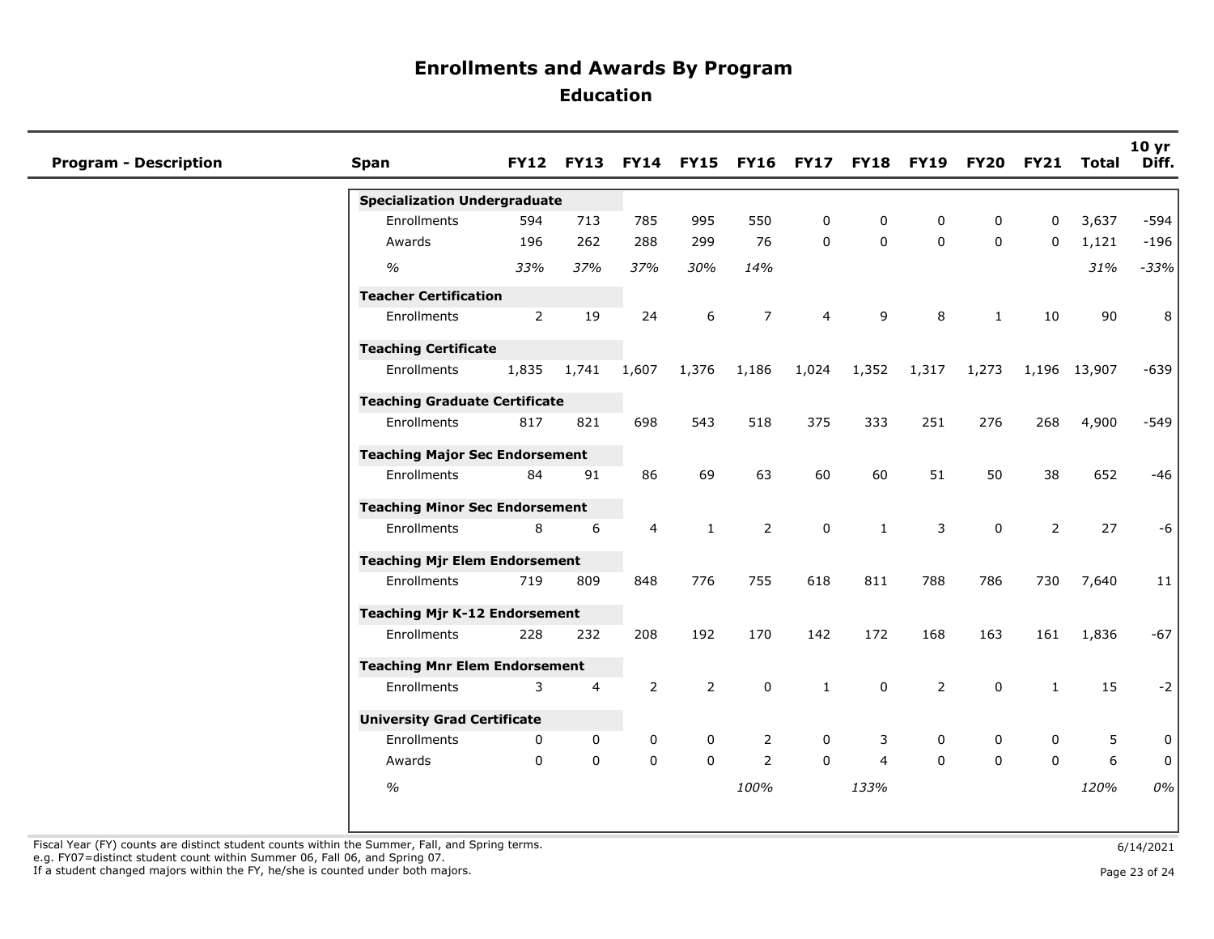# Enrollments and Awards By Program

## Education

| Program - Description | Span | FY12 | FY13 | FY14 | FY15 | FY16 | FY17 | FY18 | FY19 | FY20 | FY21 | Total | 10 yr Diff. |
|---|---|---|---|---|---|---|---|---|---|---|---|---|---|
| | **Specialization Undergraduate** | | | | | | | | | | | | |
| | Enrollments | 594 | 713 | 785 | 995 | 550 | 0 | 0 | 0 | 0 | 0 | 3,637 | -594 |
| | Awards | 196 | 262 | 288 | 299 | 76 | 0 | 0 | 0 | 0 | 0 | 1,121 | -196 |
| | *%* | *33%* | *37%* | *37%* | *30%* | *14%* | | | | | | *31%* | *-33%* |
| | **Teacher Certification** | | | | | | | | | | | | |
| | Enrollments | 2 | 19 | 24 | 6 | 7 | 4 | 9 | 8 | 1 | 10 | 90 | 8 |
| | **Teaching Certificate** | | | | | | | | | | | | |
| | Enrollments | 1,835 | 1,741 | 1,607 | 1,376 | 1,186 | 1,024 | 1,352 | 1,317 | 1,273 | 1,196 | 13,907 | -639 |
| | **Teaching Graduate Certificate** | | | | | | | | | | | | |
| | Enrollments | 817 | 821 | 698 | 543 | 518 | 375 | 333 | 251 | 276 | 268 | 4,900 | -549 |
| | **Teaching Major Sec Endorsement** | | | | | | | | | | | | |
| | Enrollments | 84 | 91 | 86 | 69 | 63 | 60 | 60 | 51 | 50 | 38 | 652 | -46 |
| | **Teaching Minor Sec Endorsement** | | | | | | | | | | | | |
| | Enrollments | 8 | 6 | 4 | 1 | 2 | 0 | 1 | 3 | 0 | 2 | 27 | -6 |
| | **Teaching Mjr Elem Endorsement** | | | | | | | | | | | | |
| | Enrollments | 719 | 809 | 848 | 776 | 755 | 618 | 811 | 788 | 786 | 730 | 7,640 | 11 |
| | **Teaching Mjr K-12 Endorsement** | | | | | | | | | | | | |
| | Enrollments | 228 | 232 | 208 | 192 | 170 | 142 | 172 | 168 | 163 | 161 | 1,836 | -67 |
| | **Teaching Mnr Elem Endorsement** | | | | | | | | | | | | |
| | Enrollments | 3 | 4 | 2 | 2 | 0 | 1 | 0 | 2 | 0 | 1 | 15 | -2 |
| | **University Grad Certificate** | | | | | | | | | | | | |
| | Enrollments | 0 | 0 | 0 | 0 | 2 | 0 | 3 | 0 | 0 | 0 | 5 | 0 |
| | Awards | 0 | 0 | 0 | 0 | 2 | 0 | 4 | 0 | 0 | 0 | 6 | 0 |
| | *%* | | | | | *100%* | | *133%* | | | | *120%* | *0%* |

Fiscal Year (FY) counts are distinct student counts within the Summer, Fall, and Spring terms.
e.g. FY07=distinct student count within Summer 06, Fall 06, and Spring 07.
If a student changed majors within the FY, he/she is counted under both majors.

6/14/2021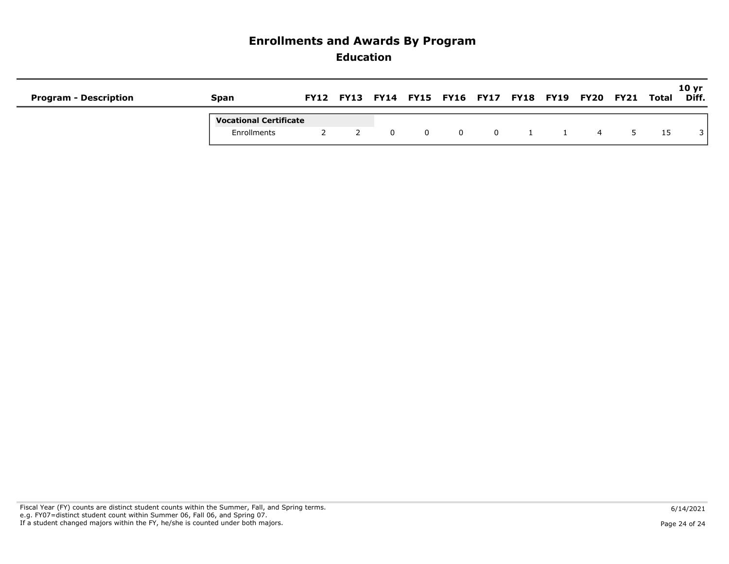# Enrollments and Awards By Program

## Education

| Program - Description | Span | FY12 | FY13 | FY14 | FY15 | FY16 | FY17 | FY18 | FY19 | FY20 | FY21 | Total | 10 yr Diff. |
|---|---|---|---|---|---|---|---|---|---|---|---|---|---|
| | **Vocational Certificate** | | | | | | | | | | | | |
| | Enrollments | 2 | 2 | 0 | 0 | 0 | 0 | 1 | 1 | 4 | 5 | 15 | 3 |

Fiscal Year (FY) counts are distinct student counts within the Summer, Fall, and Spring terms.
e.g. FY07=distinct student count within Summer 06, Fall 06, and Spring 07.
If a student changed majors within the FY, he/she is counted under both majors.

6/14/2021